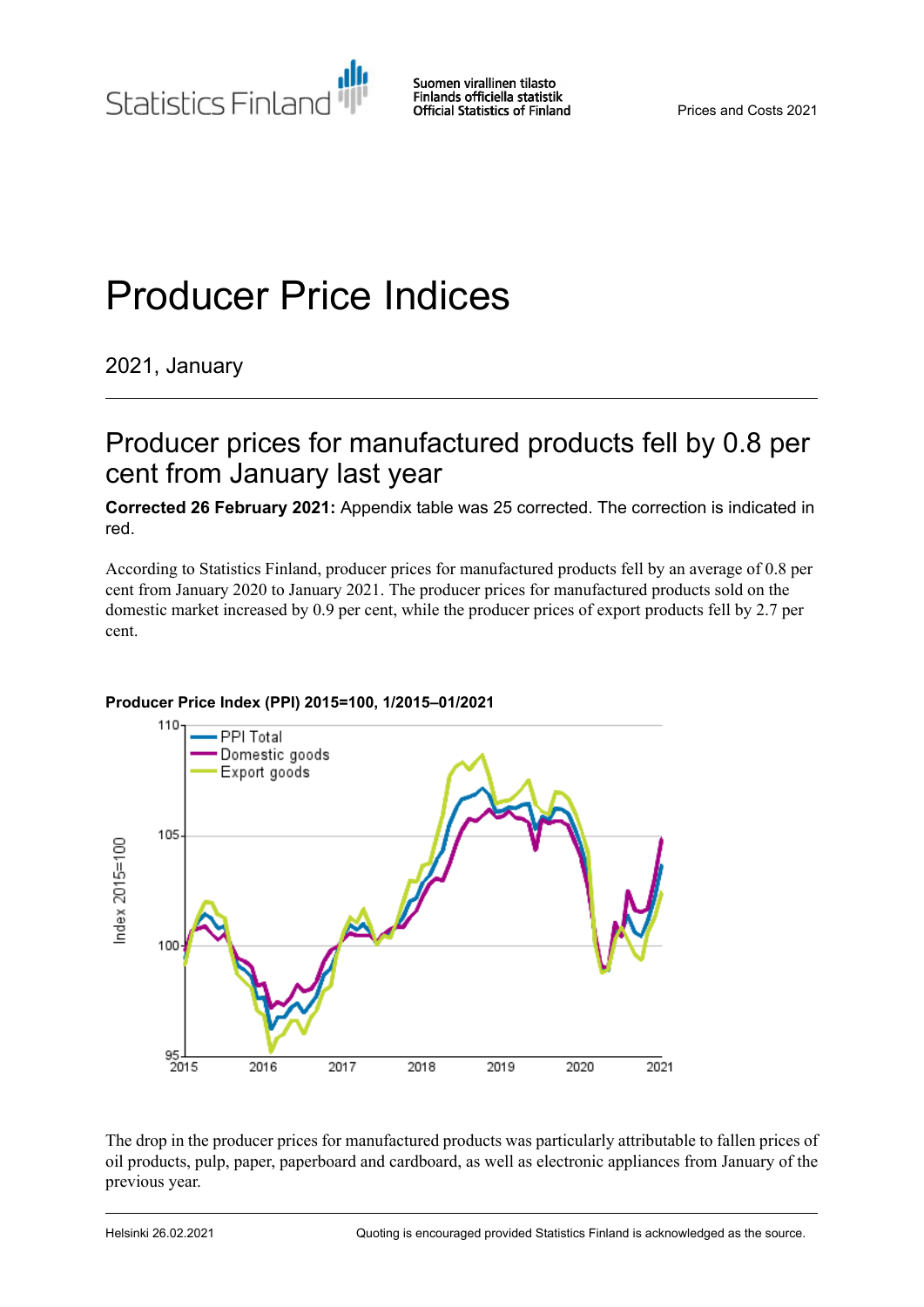Statistics Finland

Suomen virallinen tilasto
Finlands officiella statistik
Official Statistics of Finland

Prices and Costs 2021

# Producer Price Indices

2021, January

## Producer prices for manufactured products fell by 0.8 per cent from January last year

**Corrected 26 February 2021:** Appendix table was 25 corrected. The correction is indicated in red.

According to Statistics Finland, producer prices for manufactured products fell by an average of 0.8 per cent from January 2020 to January 2021. The producer prices for manufactured products sold on the domestic market increased by 0.9 per cent, while the producer prices of export products fell by 2.7 per cent.

**Producer Price Index (PPI) 2015=100, 1/2015–01/2021**

The drop in the producer prices for manufactured products was particularly attributable to fallen prices of oil products, pulp, paper, paperboard and cardboard, as well as electronic appliances from January of the previous year.

Helsinki 26.02.2021

Quoting is encouraged provided Statistics Finland is acknowledged as the source.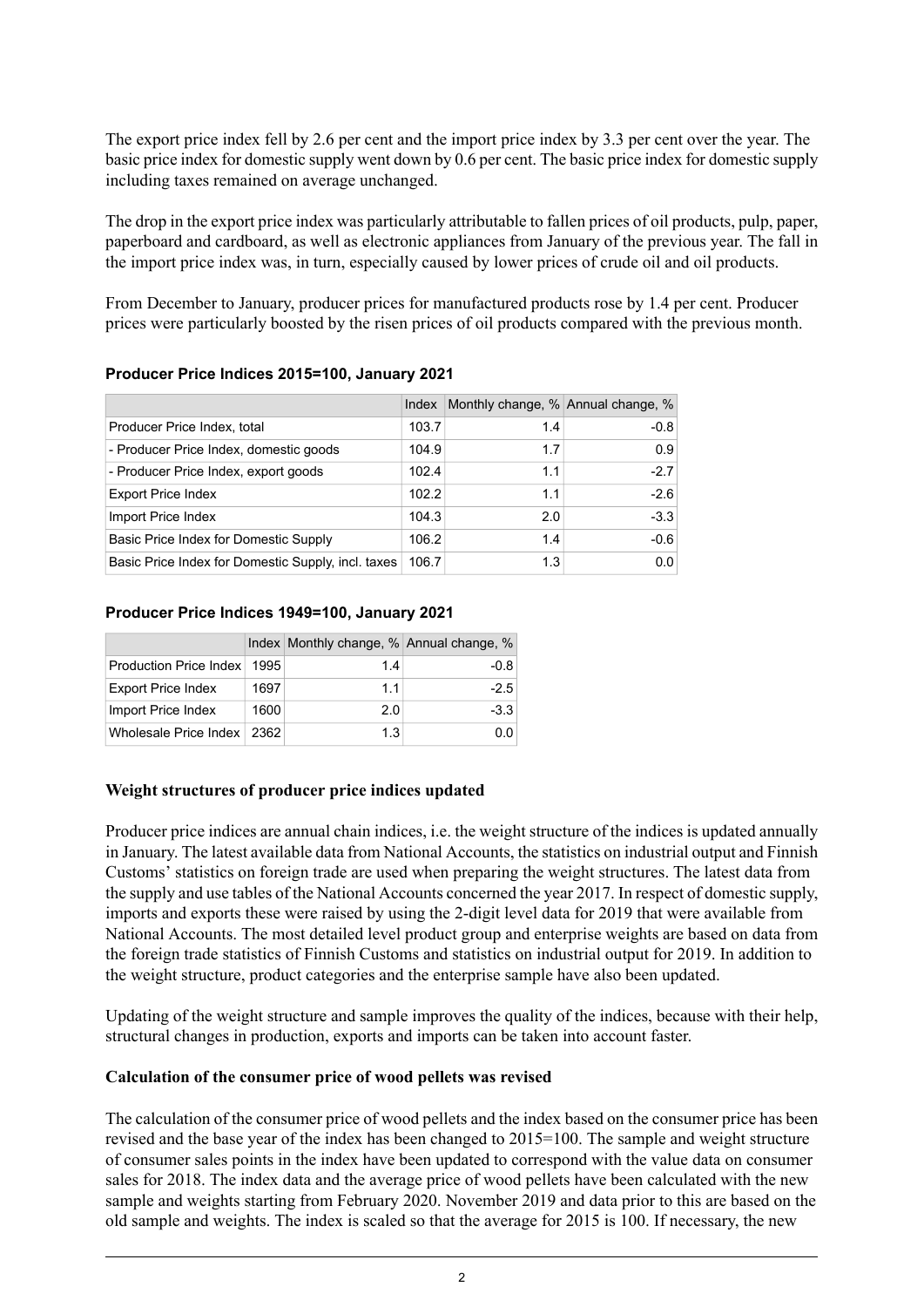The export price index fell by 2.6 per cent and the import price index by 3.3 per cent over the year. The basic price index for domestic supply went down by 0.6 per cent. The basic price index for domestic supply including taxes remained on average unchanged.

The drop in the export price index was particularly attributable to fallen prices of oil products, pulp, paper, paperboard and cardboard, as well as electronic appliances from January of the previous year. The fall in the import price index was, in turn, especially caused by lower prices of crude oil and oil products.

From December to January, producer prices for manufactured products rose by 1.4 per cent. Producer prices were particularly boosted by the risen prices of oil products compared with the previous month.

**Producer Price Indices 2015=100, January 2021**

| | Index | Monthly change, % | Annual change, % |
|---|---|---|---|
| Producer Price Index, total | 103.7 | 1.4 | -0.8 |
| - Producer Price Index, domestic goods | 104.9 | 1.7 | 0.9 |
| - Producer Price Index, export goods | 102.4 | 1.1 | -2.7 |
| Export Price Index | 102.2 | 1.1 | -2.6 |
| Import Price Index | 104.3 | 2.0 | -3.3 |
| Basic Price Index for Domestic Supply | 106.2 | 1.4 | -0.6 |
| Basic Price Index for Domestic Supply, incl. taxes | 106.7 | 1.3 | 0.0 |

**Producer Price Indices 1949=100, January 2021**

| | Index | Monthly change, % | Annual change, % |
|---|---|---|---|
| Production Price Index | 1995 | 1.4 | -0.8 |
| Export Price Index | 1697 | 1.1 | -2.5 |
| Import Price Index | 1600 | 2.0 | -3.3 |
| Wholesale Price Index | 2362 | 1.3 | 0.0 |

**Weight structures of producer price indices updated**

Producer price indices are annual chain indices, i.e. the weight structure of the indices is updated annually in January. The latest available data from National Accounts, the statistics on industrial output and Finnish Customs' statistics on foreign trade are used when preparing the weight structures. The latest data from the supply and use tables of the National Accounts concerned the year 2017. In respect of domestic supply, imports and exports these were raised by using the 2-digit level data for 2019 that were available from National Accounts. The most detailed level product group and enterprise weights are based on data from the foreign trade statistics of Finnish Customs and statistics on industrial output for 2019. In addition to the weight structure, product categories and the enterprise sample have also been updated.

Updating of the weight structure and sample improves the quality of the indices, because with their help, structural changes in production, exports and imports can be taken into account faster.

**Calculation of the consumer price of wood pellets was revised**

The calculation of the consumer price of wood pellets and the index based on the consumer price has been revised and the base year of the index has been changed to 2015=100. The sample and weight structure of consumer sales points in the index have been updated to correspond with the value data on consumer sales for 2018. The index data and the average price of wood pellets have been calculated with the new sample and weights starting from February 2020. November 2019 and data prior to this are based on the old sample and weights. The index is scaled so that the average for 2015 is 100. If necessary, the new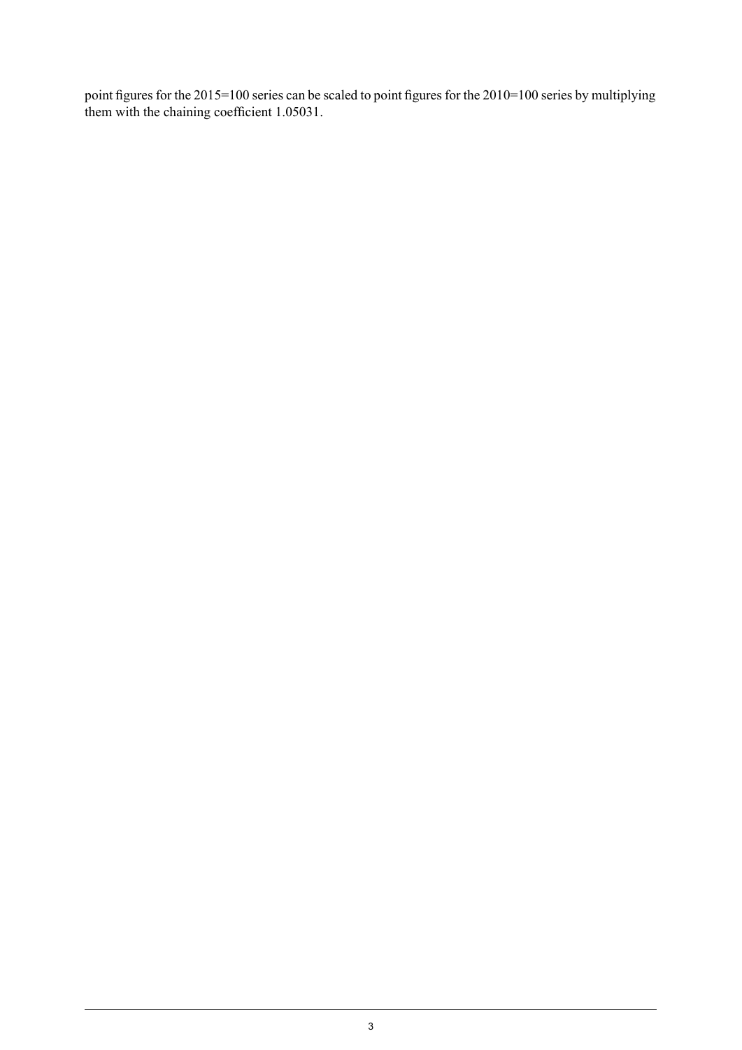point figures for the 2015=100 series can be scaled to point figures for the 2010=100 series by multiplying them with the chaining coefficient 1.05031.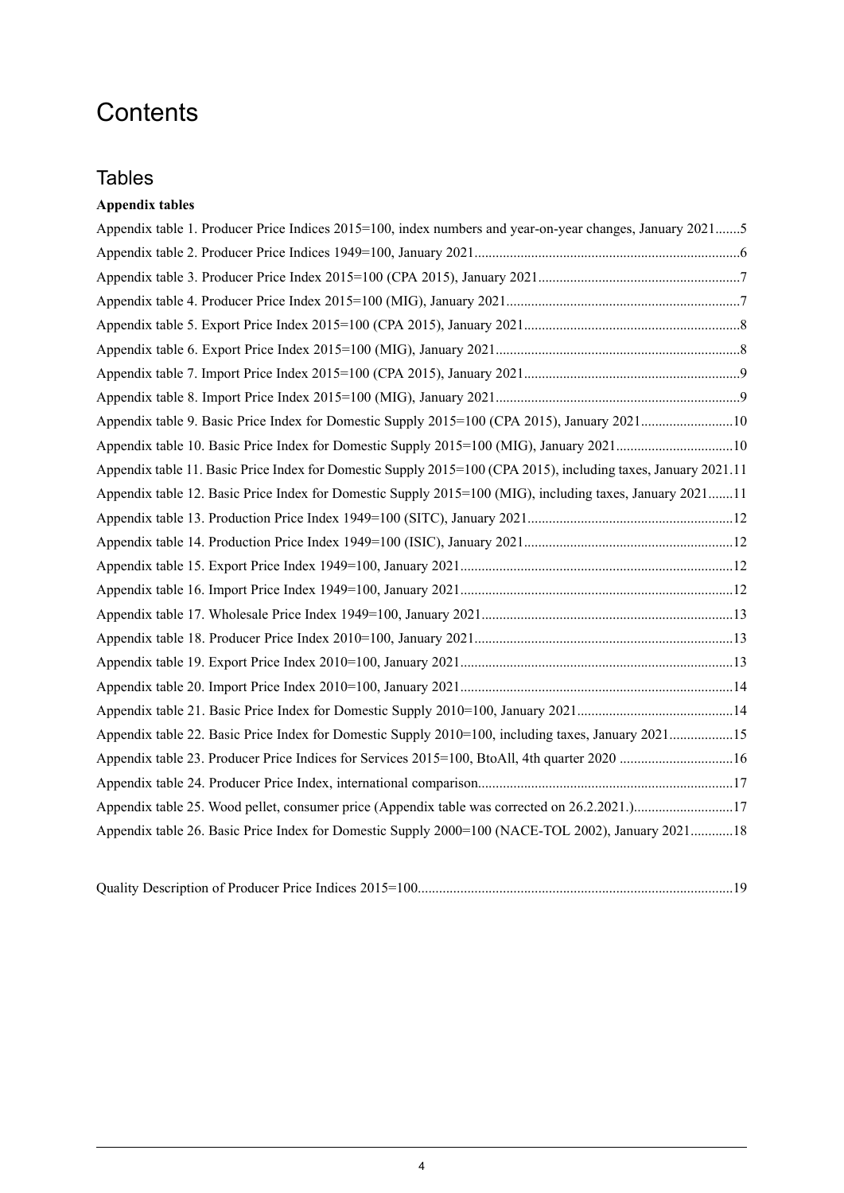# Contents

## Tables

**Appendix tables**

Appendix table 1. Producer Price Indices 2015=100, index numbers and year-on-year changes, January 2021.......5

Appendix table 2. Producer Price Indices 1949=100, January 2021..........................................................................6

Appendix table 3. Producer Price Index 2015=100 (CPA 2015), January 2021........................................................7

Appendix table 4. Producer Price Index 2015=100 (MIG), January 2021.................................................................7

Appendix table 5. Export Price Index 2015=100 (CPA 2015), January 2021............................................................8

Appendix table 6. Export Price Index 2015=100 (MIG), January 2021....................................................................8

Appendix table 7. Import Price Index 2015=100 (CPA 2015), January 2021............................................................9

Appendix table 8. Import Price Index 2015=100 (MIG), January 2021....................................................................9

Appendix table 9. Basic Price Index for Domestic Supply 2015=100 (CPA 2015), January 2021..........................10

Appendix table 10. Basic Price Index for Domestic Supply 2015=100 (MIG), January 2021.................................10

Appendix table 11. Basic Price Index for Domestic Supply 2015=100 (CPA 2015), including taxes, January 2021.11

Appendix table 12. Basic Price Index for Domestic Supply 2015=100 (MIG), including taxes, January 2021.......11

Appendix table 13. Production Price Index 1949=100 (SITC), January 2021..........................................................12

Appendix table 14. Production Price Index 1949=100 (ISIC), January 2021...........................................................12

Appendix table 15. Export Price Index 1949=100, January 2021............................................................................12

Appendix table 16. Import Price Index 1949=100, January 2021............................................................................12

Appendix table 17. Wholesale Price Index 1949=100, January 2021......................................................................13

Appendix table 18. Producer Price Index 2010=100, January 2021........................................................................13

Appendix table 19. Export Price Index 2010=100, January 2021............................................................................13

Appendix table 20. Import Price Index 2010=100, January 2021............................................................................14

Appendix table 21. Basic Price Index for Domestic Supply 2010=100, January 2021............................................14

Appendix table 22. Basic Price Index for Domestic Supply 2010=100, including taxes, January 2021..................15

Appendix table 23. Producer Price Indices for Services 2015=100, BtoAll, 4th quarter 2020 ................................16

Appendix table 24. Producer Price Index, international comparison.......................................................................17

Appendix table 25. Wood pellet, consumer price (Appendix table was corrected on 26.2.2021.)............................17

Appendix table 26. Basic Price Index for Domestic Supply 2000=100 (NACE-TOL 2002), January 2021............18

Quality Description of Producer Price Indices 2015=100........................................................................................19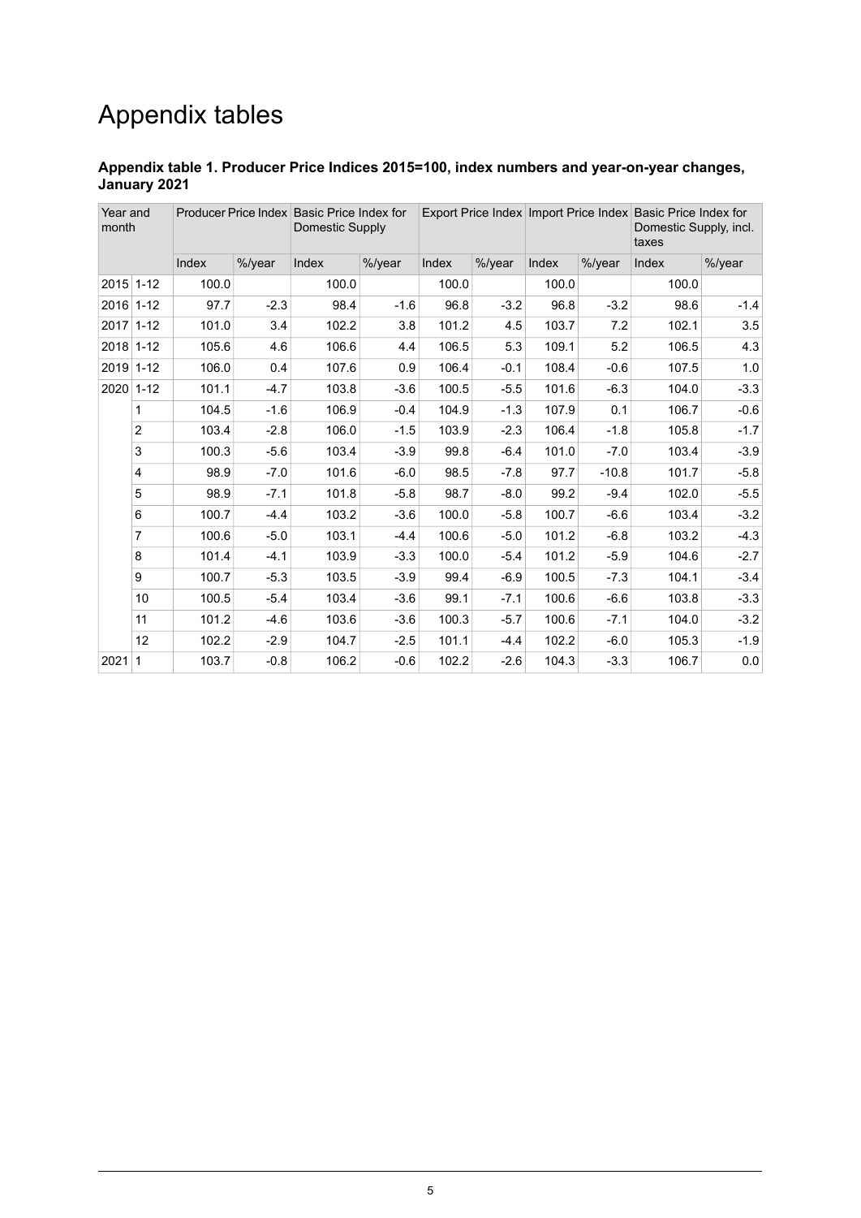# Appendix tables

**Appendix table 1. Producer Price Indices 2015=100, index numbers and year-on-year changes, January 2021**

| Year and month | | Producer Price Index | | Basic Price Index for Domestic Supply | | Export Price Index | | Import Price Index | | Basic Price Index for Domestic Supply, incl. taxes | |
|---|---|---|---|---|---|---|---|---|---|---|---|
| | | Index | %/year | Index | %/year | Index | %/year | Index | %/year | Index | %/year |
| 2015 | 1-12 | 100.0 | | 100.0 | | 100.0 | | 100.0 | | 100.0 | |
| 2016 | 1-12 | 97.7 | -2.3 | 98.4 | -1.6 | 96.8 | -3.2 | 96.8 | -3.2 | 98.6 | -1.4 |
| 2017 | 1-12 | 101.0 | 3.4 | 102.2 | 3.8 | 101.2 | 4.5 | 103.7 | 7.2 | 102.1 | 3.5 |
| 2018 | 1-12 | 105.6 | 4.6 | 106.6 | 4.4 | 106.5 | 5.3 | 109.1 | 5.2 | 106.5 | 4.3 |
| 2019 | 1-12 | 106.0 | 0.4 | 107.6 | 0.9 | 106.4 | -0.1 | 108.4 | -0.6 | 107.5 | 1.0 |
| 2020 | 1-12 | 101.1 | -4.7 | 103.8 | -3.6 | 100.5 | -5.5 | 101.6 | -6.3 | 104.0 | -3.3 |
| | 1 | 104.5 | -1.6 | 106.9 | -0.4 | 104.9 | -1.3 | 107.9 | 0.1 | 106.7 | -0.6 |
| | 2 | 103.4 | -2.8 | 106.0 | -1.5 | 103.9 | -2.3 | 106.4 | -1.8 | 105.8 | -1.7 |
| | 3 | 100.3 | -5.6 | 103.4 | -3.9 | 99.8 | -6.4 | 101.0 | -7.0 | 103.4 | -3.9 |
| | 4 | 98.9 | -7.0 | 101.6 | -6.0 | 98.5 | -7.8 | 97.7 | -10.8 | 101.7 | -5.8 |
| | 5 | 98.9 | -7.1 | 101.8 | -5.8 | 98.7 | -8.0 | 99.2 | -9.4 | 102.0 | -5.5 |
| | 6 | 100.7 | -4.4 | 103.2 | -3.6 | 100.0 | -5.8 | 100.7 | -6.6 | 103.4 | -3.2 |
| | 7 | 100.6 | -5.0 | 103.1 | -4.4 | 100.6 | -5.0 | 101.2 | -6.8 | 103.2 | -4.3 |
| | 8 | 101.4 | -4.1 | 103.9 | -3.3 | 100.0 | -5.4 | 101.2 | -5.9 | 104.6 | -2.7 |
| | 9 | 100.7 | -5.3 | 103.5 | -3.9 | 99.4 | -6.9 | 100.5 | -7.3 | 104.1 | -3.4 |
| | 10 | 100.5 | -5.4 | 103.4 | -3.6 | 99.1 | -7.1 | 100.6 | -6.6 | 103.8 | -3.3 |
| | 11 | 101.2 | -4.6 | 103.6 | -3.6 | 100.3 | -5.7 | 100.6 | -7.1 | 104.0 | -3.2 |
| | 12 | 102.2 | -2.9 | 104.7 | -2.5 | 101.1 | -4.4 | 102.2 | -6.0 | 105.3 | -1.9 |
| 2021 | 1 | 103.7 | -0.8 | 106.2 | -0.6 | 102.2 | -2.6 | 104.3 | -3.3 | 106.7 | 0.0 |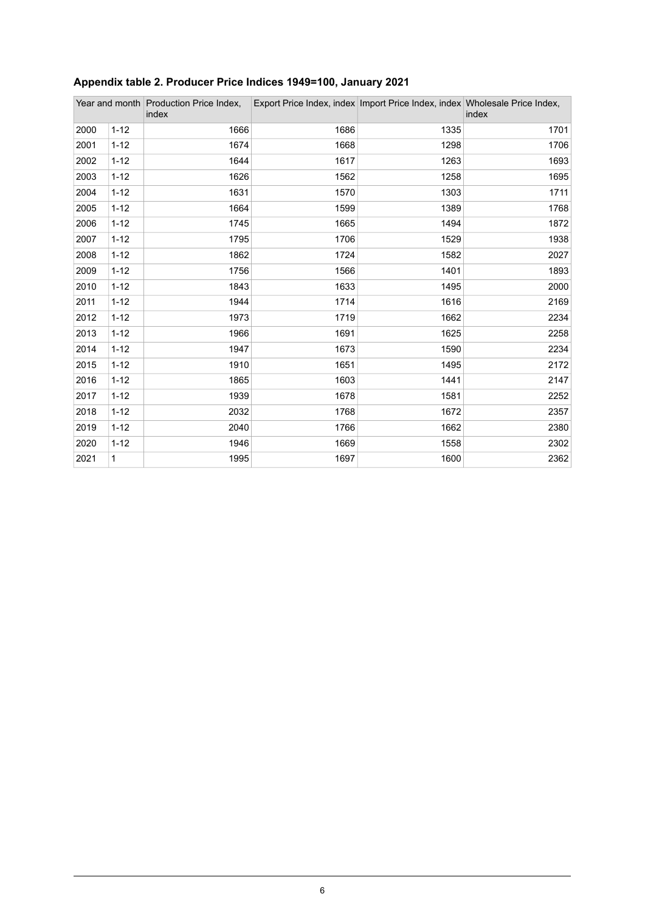**Appendix table 2. Producer Price Indices 1949=100, January 2021**

| Year and month | | Production Price Index, index | Export Price Index, index | Import Price Index, index | Wholesale Price Index, index |
|---|---|---|---|---|---|
| 2000 | 1-12 | 1666 | 1686 | 1335 | 1701 |
| 2001 | 1-12 | 1674 | 1668 | 1298 | 1706 |
| 2002 | 1-12 | 1644 | 1617 | 1263 | 1693 |
| 2003 | 1-12 | 1626 | 1562 | 1258 | 1695 |
| 2004 | 1-12 | 1631 | 1570 | 1303 | 1711 |
| 2005 | 1-12 | 1664 | 1599 | 1389 | 1768 |
| 2006 | 1-12 | 1745 | 1665 | 1494 | 1872 |
| 2007 | 1-12 | 1795 | 1706 | 1529 | 1938 |
| 2008 | 1-12 | 1862 | 1724 | 1582 | 2027 |
| 2009 | 1-12 | 1756 | 1566 | 1401 | 1893 |
| 2010 | 1-12 | 1843 | 1633 | 1495 | 2000 |
| 2011 | 1-12 | 1944 | 1714 | 1616 | 2169 |
| 2012 | 1-12 | 1973 | 1719 | 1662 | 2234 |
| 2013 | 1-12 | 1966 | 1691 | 1625 | 2258 |
| 2014 | 1-12 | 1947 | 1673 | 1590 | 2234 |
| 2015 | 1-12 | 1910 | 1651 | 1495 | 2172 |
| 2016 | 1-12 | 1865 | 1603 | 1441 | 2147 |
| 2017 | 1-12 | 1939 | 1678 | 1581 | 2252 |
| 2018 | 1-12 | 2032 | 1768 | 1672 | 2357 |
| 2019 | 1-12 | 2040 | 1766 | 1662 | 2380 |
| 2020 | 1-12 | 1946 | 1669 | 1558 | 2302 |
| 2021 | 1 | 1995 | 1697 | 1600 | 2362 |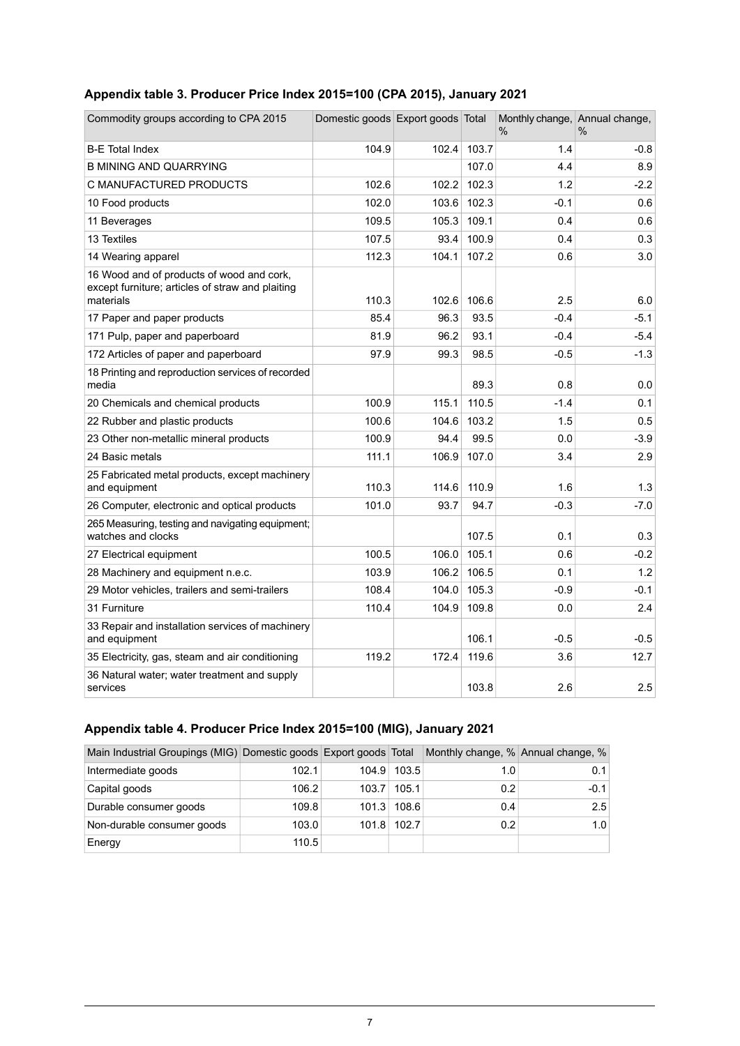### Appendix table 3. Producer Price Index 2015=100 (CPA 2015), January 2021

| Commodity groups according to CPA 2015 | Domestic goods | Export goods | Total | Monthly change, % | Annual change, % |
|---|---|---|---|---|---|
| B-E Total Index | 104.9 | 102.4 | 103.7 | 1.4 | -0.8 |
| B MINING AND QUARRYING | | | 107.0 | 4.4 | 8.9 |
| C MANUFACTURED PRODUCTS | 102.6 | 102.2 | 102.3 | 1.2 | -2.2 |
| 10 Food products | 102.0 | 103.6 | 102.3 | -0.1 | 0.6 |
| 11 Beverages | 109.5 | 105.3 | 109.1 | 0.4 | 0.6 |
| 13 Textiles | 107.5 | 93.4 | 100.9 | 0.4 | 0.3 |
| 14 Wearing apparel | 112.3 | 104.1 | 107.2 | 0.6 | 3.0 |
| 16 Wood and of products of wood and cork, except furniture; articles of straw and plaiting materials | 110.3 | 102.6 | 106.6 | 2.5 | 6.0 |
| 17 Paper and paper products | 85.4 | 96.3 | 93.5 | -0.4 | -5.1 |
| 171 Pulp, paper and paperboard | 81.9 | 96.2 | 93.1 | -0.4 | -5.4 |
| 172 Articles of paper and paperboard | 97.9 | 99.3 | 98.5 | -0.5 | -1.3 |
| 18 Printing and reproduction services of recorded media | | | 89.3 | 0.8 | 0.0 |
| 20 Chemicals and chemical products | 100.9 | 115.1 | 110.5 | -1.4 | 0.1 |
| 22 Rubber and plastic products | 100.6 | 104.6 | 103.2 | 1.5 | 0.5 |
| 23 Other non-metallic mineral products | 100.9 | 94.4 | 99.5 | 0.0 | -3.9 |
| 24 Basic metals | 111.1 | 106.9 | 107.0 | 3.4 | 2.9 |
| 25 Fabricated metal products, except machinery and equipment | 110.3 | 114.6 | 110.9 | 1.6 | 1.3 |
| 26 Computer, electronic and optical products | 101.0 | 93.7 | 94.7 | -0.3 | -7.0 |
| 265 Measuring, testing and navigating equipment; watches and clocks | | | 107.5 | 0.1 | 0.3 |
| 27 Electrical equipment | 100.5 | 106.0 | 105.1 | 0.6 | -0.2 |
| 28 Machinery and equipment n.e.c. | 103.9 | 106.2 | 106.5 | 0.1 | 1.2 |
| 29 Motor vehicles, trailers and semi-trailers | 108.4 | 104.0 | 105.3 | -0.9 | -0.1 |
| 31 Furniture | 110.4 | 104.9 | 109.8 | 0.0 | 2.4 |
| 33 Repair and installation services of machinery and equipment | | | 106.1 | -0.5 | -0.5 |
| 35 Electricity, gas, steam and air conditioning | 119.2 | 172.4 | 119.6 | 3.6 | 12.7 |
| 36 Natural water; water treatment and supply services | | | 103.8 | 2.6 | 2.5 |

### Appendix table 4. Producer Price Index 2015=100 (MIG), January 2021

| Main Industrial Groupings (MIG) | Domestic goods | Export goods | Total | Monthly change, % | Annual change, % |
|---|---|---|---|---|---|
| Intermediate goods | 102.1 | 104.9 | 103.5 | 1.0 | 0.1 |
| Capital goods | 106.2 | 103.7 | 105.1 | 0.2 | -0.1 |
| Durable consumer goods | 109.8 | 101.3 | 108.6 | 0.4 | 2.5 |
| Non-durable consumer goods | 103.0 | 101.8 | 102.7 | 0.2 | 1.0 |
| Energy | 110.5 | | | | |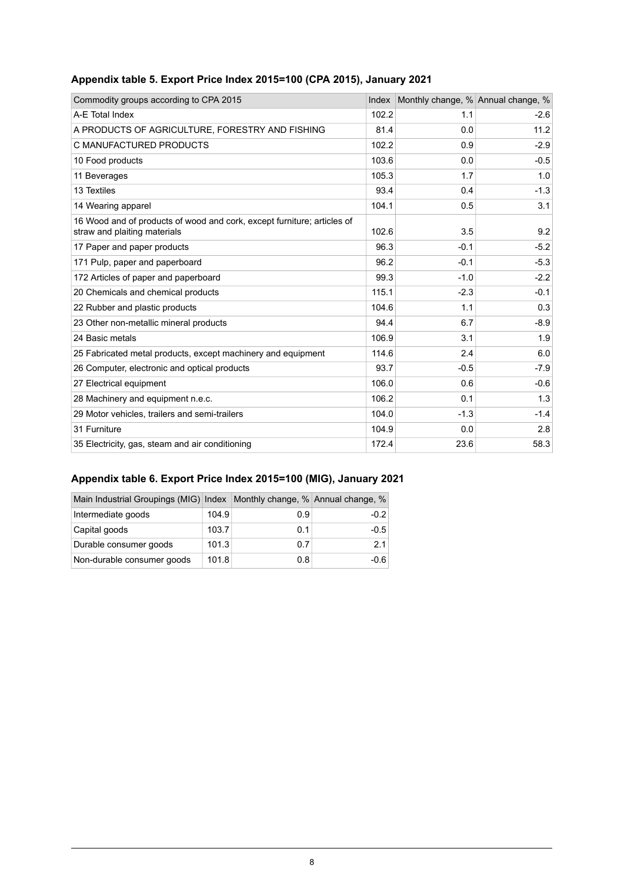### Appendix table 5. Export Price Index 2015=100 (CPA 2015), January 2021

| Commodity groups according to CPA 2015 | Index | Monthly change, % | Annual change, % |
|---|---|---|---|
| A-E Total Index | 102.2 | 1.1 | -2.6 |
| A PRODUCTS OF AGRICULTURE, FORESTRY AND FISHING | 81.4 | 0.0 | 11.2 |
| C MANUFACTURED PRODUCTS | 102.2 | 0.9 | -2.9 |
| 10 Food products | 103.6 | 0.0 | -0.5 |
| 11 Beverages | 105.3 | 1.7 | 1.0 |
| 13 Textiles | 93.4 | 0.4 | -1.3 |
| 14 Wearing apparel | 104.1 | 0.5 | 3.1 |
| 16 Wood and of products of wood and cork, except furniture; articles of straw and plaiting materials | 102.6 | 3.5 | 9.2 |
| 17 Paper and paper products | 96.3 | -0.1 | -5.2 |
| 171 Pulp, paper and paperboard | 96.2 | -0.1 | -5.3 |
| 172 Articles of paper and paperboard | 99.3 | -1.0 | -2.2 |
| 20 Chemicals and chemical products | 115.1 | -2.3 | -0.1 |
| 22 Rubber and plastic products | 104.6 | 1.1 | 0.3 |
| 23 Other non-metallic mineral products | 94.4 | 6.7 | -8.9 |
| 24 Basic metals | 106.9 | 3.1 | 1.9 |
| 25 Fabricated metal products, except machinery and equipment | 114.6 | 2.4 | 6.0 |
| 26 Computer, electronic and optical products | 93.7 | -0.5 | -7.9 |
| 27 Electrical equipment | 106.0 | 0.6 | -0.6 |
| 28 Machinery and equipment n.e.c. | 106.2 | 0.1 | 1.3 |
| 29 Motor vehicles, trailers and semi-trailers | 104.0 | -1.3 | -1.4 |
| 31 Furniture | 104.9 | 0.0 | 2.8 |
| 35 Electricity, gas, steam and air conditioning | 172.4 | 23.6 | 58.3 |

### Appendix table 6. Export Price Index 2015=100 (MIG), January 2021

| Main Industrial Groupings (MIG) | Index | Monthly change, % | Annual change, % |
|---|---|---|---|
| Intermediate goods | 104.9 | 0.9 | -0.2 |
| Capital goods | 103.7 | 0.1 | -0.5 |
| Durable consumer goods | 101.3 | 0.7 | 2.1 |
| Non-durable consumer goods | 101.8 | 0.8 | -0.6 |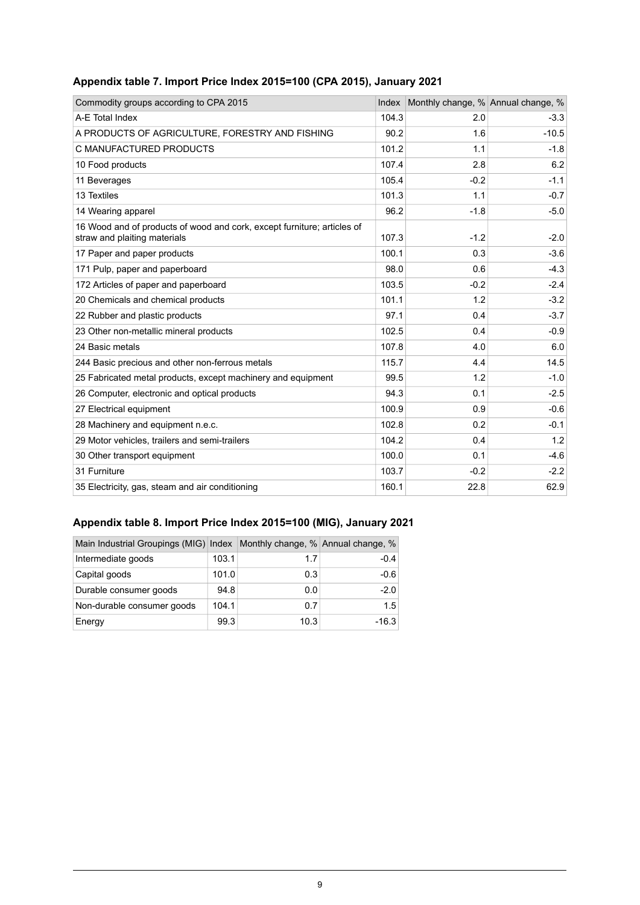### Appendix table 7. Import Price Index 2015=100 (CPA 2015), January 2021

| Commodity groups according to CPA 2015 | Index | Monthly change, % | Annual change, % |
|---|---|---|---|
| A-E Total Index | 104.3 | 2.0 | -3.3 |
| A PRODUCTS OF AGRICULTURE, FORESTRY AND FISHING | 90.2 | 1.6 | -10.5 |
| C MANUFACTURED PRODUCTS | 101.2 | 1.1 | -1.8 |
| 10 Food products | 107.4 | 2.8 | 6.2 |
| 11 Beverages | 105.4 | -0.2 | -1.1 |
| 13 Textiles | 101.3 | 1.1 | -0.7 |
| 14 Wearing apparel | 96.2 | -1.8 | -5.0 |
| 16 Wood and of products of wood and cork, except furniture; articles of straw and plaiting materials | 107.3 | -1.2 | -2.0 |
| 17 Paper and paper products | 100.1 | 0.3 | -3.6 |
| 171 Pulp, paper and paperboard | 98.0 | 0.6 | -4.3 |
| 172 Articles of paper and paperboard | 103.5 | -0.2 | -2.4 |
| 20 Chemicals and chemical products | 101.1 | 1.2 | -3.2 |
| 22 Rubber and plastic products | 97.1 | 0.4 | -3.7 |
| 23 Other non-metallic mineral products | 102.5 | 0.4 | -0.9 |
| 24 Basic metals | 107.8 | 4.0 | 6.0 |
| 244 Basic precious and other non-ferrous metals | 115.7 | 4.4 | 14.5 |
| 25 Fabricated metal products, except machinery and equipment | 99.5 | 1.2 | -1.0 |
| 26 Computer, electronic and optical products | 94.3 | 0.1 | -2.5 |
| 27 Electrical equipment | 100.9 | 0.9 | -0.6 |
| 28 Machinery and equipment n.e.c. | 102.8 | 0.2 | -0.1 |
| 29 Motor vehicles, trailers and semi-trailers | 104.2 | 0.4 | 1.2 |
| 30 Other transport equipment | 100.0 | 0.1 | -4.6 |
| 31 Furniture | 103.7 | -0.2 | -2.2 |
| 35 Electricity, gas, steam and air conditioning | 160.1 | 22.8 | 62.9 |

### Appendix table 8. Import Price Index 2015=100 (MIG), January 2021

| Main Industrial Groupings (MIG) | Index | Monthly change, % | Annual change, % |
|---|---|---|---|
| Intermediate goods | 103.1 | 1.7 | -0.4 |
| Capital goods | 101.0 | 0.3 | -0.6 |
| Durable consumer goods | 94.8 | 0.0 | -2.0 |
| Non-durable consumer goods | 104.1 | 0.7 | 1.5 |
| Energy | 99.3 | 10.3 | -16.3 |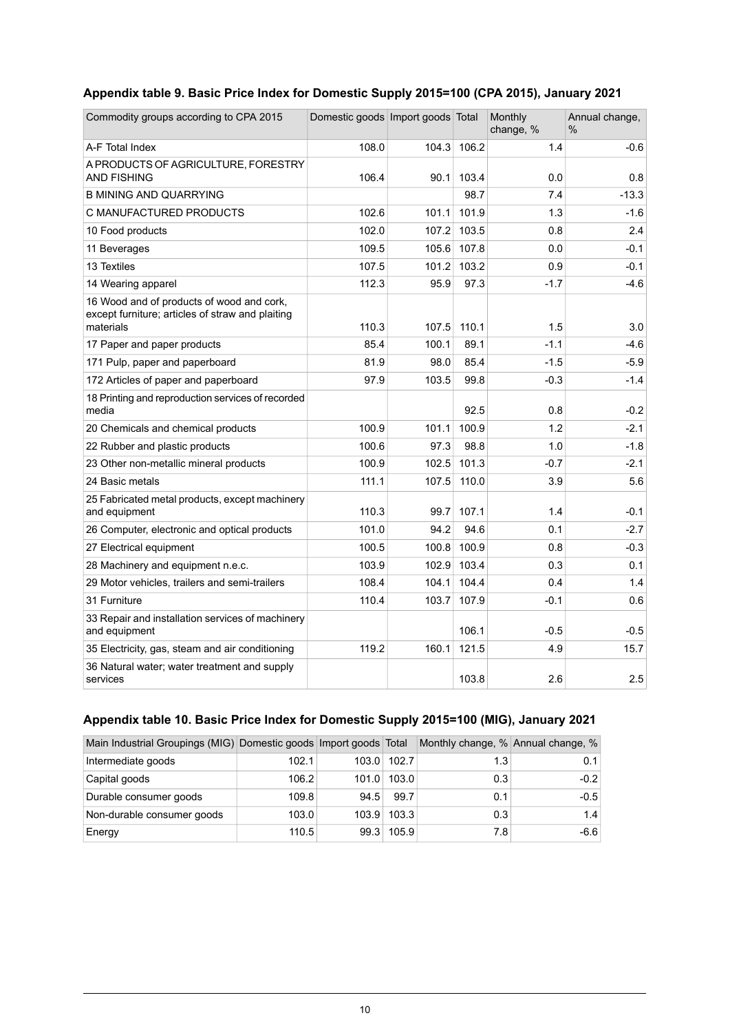### Appendix table 9. Basic Price Index for Domestic Supply 2015=100 (CPA 2015), January 2021

| Commodity groups according to CPA 2015 | Domestic goods | Import goods | Total | Monthly change, % | Annual change, % |
|---|---|---|---|---|---|
| A-F Total Index | 108.0 | 104.3 | 106.2 | 1.4 | -0.6 |
| A PRODUCTS OF AGRICULTURE, FORESTRY AND FISHING | 106.4 | 90.1 | 103.4 | 0.0 | 0.8 |
| B MINING AND QUARRYING | | | 98.7 | 7.4 | -13.3 |
| C MANUFACTURED PRODUCTS | 102.6 | 101.1 | 101.9 | 1.3 | -1.6 |
| 10 Food products | 102.0 | 107.2 | 103.5 | 0.8 | 2.4 |
| 11 Beverages | 109.5 | 105.6 | 107.8 | 0.0 | -0.1 |
| 13 Textiles | 107.5 | 101.2 | 103.2 | 0.9 | -0.1 |
| 14 Wearing apparel | 112.3 | 95.9 | 97.3 | -1.7 | -4.6 |
| 16 Wood and of products of wood and cork, except furniture; articles of straw and plaiting materials | 110.3 | 107.5 | 110.1 | 1.5 | 3.0 |
| 17 Paper and paper products | 85.4 | 100.1 | 89.1 | -1.1 | -4.6 |
| 171 Pulp, paper and paperboard | 81.9 | 98.0 | 85.4 | -1.5 | -5.9 |
| 172 Articles of paper and paperboard | 97.9 | 103.5 | 99.8 | -0.3 | -1.4 |
| 18 Printing and reproduction services of recorded media | | | 92.5 | 0.8 | -0.2 |
| 20 Chemicals and chemical products | 100.9 | 101.1 | 100.9 | 1.2 | -2.1 |
| 22 Rubber and plastic products | 100.6 | 97.3 | 98.8 | 1.0 | -1.8 |
| 23 Other non-metallic mineral products | 100.9 | 102.5 | 101.3 | -0.7 | -2.1 |
| 24 Basic metals | 111.1 | 107.5 | 110.0 | 3.9 | 5.6 |
| 25 Fabricated metal products, except machinery and equipment | 110.3 | 99.7 | 107.1 | 1.4 | -0.1 |
| 26 Computer, electronic and optical products | 101.0 | 94.2 | 94.6 | 0.1 | -2.7 |
| 27 Electrical equipment | 100.5 | 100.8 | 100.9 | 0.8 | -0.3 |
| 28 Machinery and equipment n.e.c. | 103.9 | 102.9 | 103.4 | 0.3 | 0.1 |
| 29 Motor vehicles, trailers and semi-trailers | 108.4 | 104.1 | 104.4 | 0.4 | 1.4 |
| 31 Furniture | 110.4 | 103.7 | 107.9 | -0.1 | 0.6 |
| 33 Repair and installation services of machinery and equipment | | | 106.1 | -0.5 | -0.5 |
| 35 Electricity, gas, steam and air conditioning | 119.2 | 160.1 | 121.5 | 4.9 | 15.7 |
| 36 Natural water; water treatment and supply services | | | 103.8 | 2.6 | 2.5 |

### Appendix table 10. Basic Price Index for Domestic Supply 2015=100 (MIG), January 2021

| Main Industrial Groupings (MIG) | Domestic goods | Import goods | Total | Monthly change, % | Annual change, % |
|---|---|---|---|---|---|
| Intermediate goods | 102.1 | 103.0 | 102.7 | 1.3 | 0.1 |
| Capital goods | 106.2 | 101.0 | 103.0 | 0.3 | -0.2 |
| Durable consumer goods | 109.8 | 94.5 | 99.7 | 0.1 | -0.5 |
| Non-durable consumer goods | 103.0 | 103.9 | 103.3 | 0.3 | 1.4 |
| Energy | 110.5 | 99.3 | 105.9 | 7.8 | -6.6 |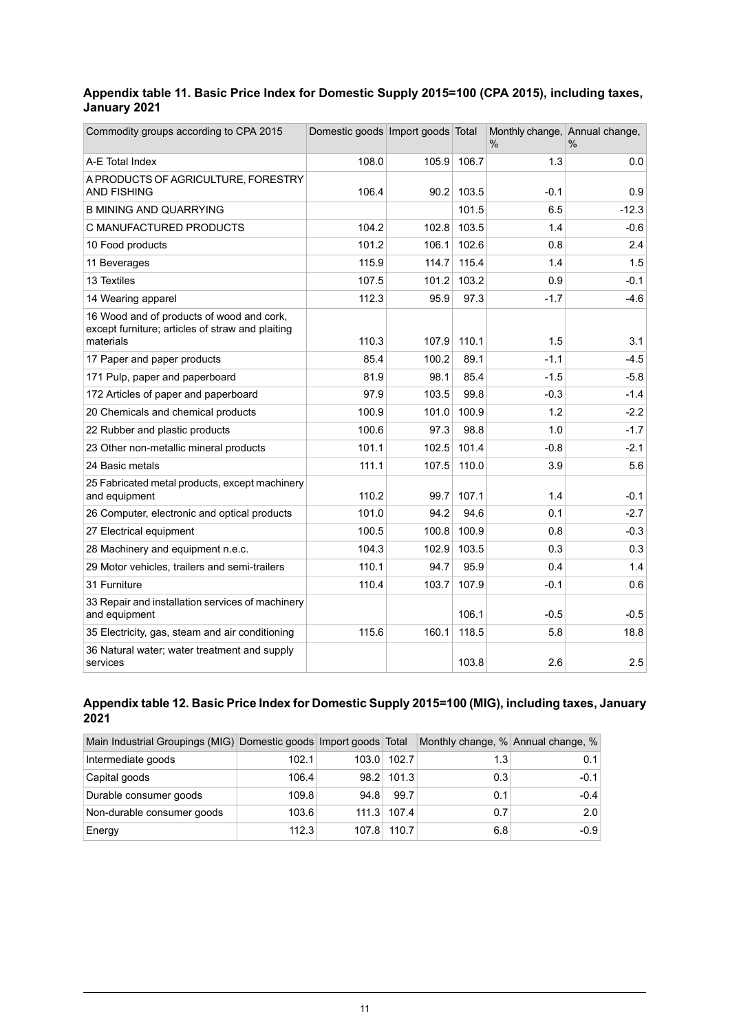**Appendix table 11. Basic Price Index for Domestic Supply 2015=100 (CPA 2015), including taxes, January 2021**

| Commodity groups according to CPA 2015 | Domestic goods | Import goods | Total | Monthly change, % | Annual change, % |
|---|---|---|---|---|---|
| A-E Total Index | 108.0 | 105.9 | 106.7 | 1.3 | 0.0 |
| A PRODUCTS OF AGRICULTURE, FORESTRY AND FISHING | 106.4 | 90.2 | 103.5 | -0.1 | 0.9 |
| B MINING AND QUARRYING | | | 101.5 | 6.5 | -12.3 |
| C MANUFACTURED PRODUCTS | 104.2 | 102.8 | 103.5 | 1.4 | -0.6 |
| 10 Food products | 101.2 | 106.1 | 102.6 | 0.8 | 2.4 |
| 11 Beverages | 115.9 | 114.7 | 115.4 | 1.4 | 1.5 |
| 13 Textiles | 107.5 | 101.2 | 103.2 | 0.9 | -0.1 |
| 14 Wearing apparel | 112.3 | 95.9 | 97.3 | -1.7 | -4.6 |
| 16 Wood and of products of wood and cork, except furniture; articles of straw and plaiting materials | 110.3 | 107.9 | 110.1 | 1.5 | 3.1 |
| 17 Paper and paper products | 85.4 | 100.2 | 89.1 | -1.1 | -4.5 |
| 171 Pulp, paper and paperboard | 81.9 | 98.1 | 85.4 | -1.5 | -5.8 |
| 172 Articles of paper and paperboard | 97.9 | 103.5 | 99.8 | -0.3 | -1.4 |
| 20 Chemicals and chemical products | 100.9 | 101.0 | 100.9 | 1.2 | -2.2 |
| 22 Rubber and plastic products | 100.6 | 97.3 | 98.8 | 1.0 | -1.7 |
| 23 Other non-metallic mineral products | 101.1 | 102.5 | 101.4 | -0.8 | -2.1 |
| 24 Basic metals | 111.1 | 107.5 | 110.0 | 3.9 | 5.6 |
| 25 Fabricated metal products, except machinery and equipment | 110.2 | 99.7 | 107.1 | 1.4 | -0.1 |
| 26 Computer, electronic and optical products | 101.0 | 94.2 | 94.6 | 0.1 | -2.7 |
| 27 Electrical equipment | 100.5 | 100.8 | 100.9 | 0.8 | -0.3 |
| 28 Machinery and equipment n.e.c. | 104.3 | 102.9 | 103.5 | 0.3 | 0.3 |
| 29 Motor vehicles, trailers and semi-trailers | 110.1 | 94.7 | 95.9 | 0.4 | 1.4 |
| 31 Furniture | 110.4 | 103.7 | 107.9 | -0.1 | 0.6 |
| 33 Repair and installation services of machinery and equipment | | | 106.1 | -0.5 | -0.5 |
| 35 Electricity, gas, steam and air conditioning | 115.6 | 160.1 | 118.5 | 5.8 | 18.8 |
| 36 Natural water; water treatment and supply services | | | 103.8 | 2.6 | 2.5 |

**Appendix table 12. Basic Price Index for Domestic Supply 2015=100 (MIG), including taxes, January 2021**

| Main Industrial Groupings (MIG) | Domestic goods | Import goods | Total | Monthly change, % | Annual change, % |
|---|---|---|---|---|---|
| Intermediate goods | 102.1 | 103.0 | 102.7 | 1.3 | 0.1 |
| Capital goods | 106.4 | 98.2 | 101.3 | 0.3 | -0.1 |
| Durable consumer goods | 109.8 | 94.8 | 99.7 | 0.1 | -0.4 |
| Non-durable consumer goods | 103.6 | 111.3 | 107.4 | 0.7 | 2.0 |
| Energy | 112.3 | 107.8 | 110.7 | 6.8 | -0.9 |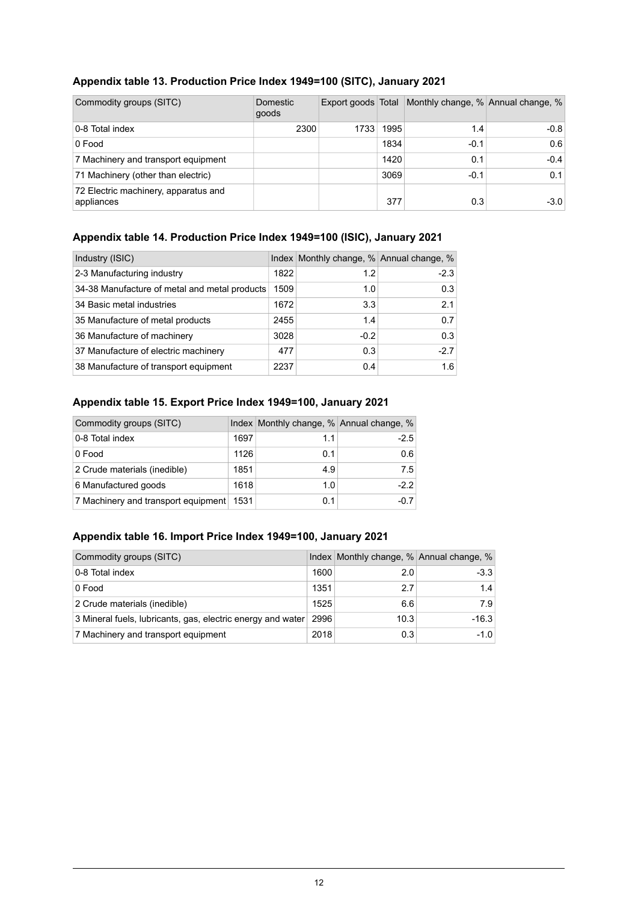### Appendix table 13. Production Price Index 1949=100 (SITC), January 2021

| Commodity groups (SITC) | Domestic goods | Export goods | Total | Monthly change, % | Annual change, % |
|---|---|---|---|---|---|
| 0-8 Total index | 2300 | 1733 | 1995 | 1.4 | -0.8 |
| 0 Food | | | 1834 | -0.1 | 0.6 |
| 7 Machinery and transport equipment | | | 1420 | 0.1 | -0.4 |
| 71 Machinery (other than electric) | | | 3069 | -0.1 | 0.1 |
| 72 Electric machinery, apparatus and appliances | | | 377 | 0.3 | -3.0 |

### Appendix table 14. Production Price Index 1949=100 (ISIC), January 2021

| Industry (ISIC) | Index | Monthly change, % | Annual change, % |
|---|---|---|---|
| 2-3 Manufacturing industry | 1822 | 1.2 | -2.3 |
| 34-38 Manufacture of metal and metal products | 1509 | 1.0 | 0.3 |
| 34 Basic metal industries | 1672 | 3.3 | 2.1 |
| 35 Manufacture of metal products | 2455 | 1.4 | 0.7 |
| 36 Manufacture of machinery | 3028 | -0.2 | 0.3 |
| 37 Manufacture of electric machinery | 477 | 0.3 | -2.7 |
| 38 Manufacture of transport equipment | 2237 | 0.4 | 1.6 |

### Appendix table 15. Export Price Index 1949=100, January 2021

| Commodity groups (SITC) | Index | Monthly change, % | Annual change, % |
|---|---|---|---|
| 0-8 Total index | 1697 | 1.1 | -2.5 |
| 0 Food | 1126 | 0.1 | 0.6 |
| 2 Crude materials (inedible) | 1851 | 4.9 | 7.5 |
| 6 Manufactured goods | 1618 | 1.0 | -2.2 |
| 7 Machinery and transport equipment | 1531 | 0.1 | -0.7 |

### Appendix table 16. Import Price Index 1949=100, January 2021

| Commodity groups (SITC) | Index | Monthly change, % | Annual change, % |
|---|---|---|---|
| 0-8 Total index | 1600 | 2.0 | -3.3 |
| 0 Food | 1351 | 2.7 | 1.4 |
| 2 Crude materials (inedible) | 1525 | 6.6 | 7.9 |
| 3 Mineral fuels, lubricants, gas, electric energy and water | 2996 | 10.3 | -16.3 |
| 7 Machinery and transport equipment | 2018 | 0.3 | -1.0 |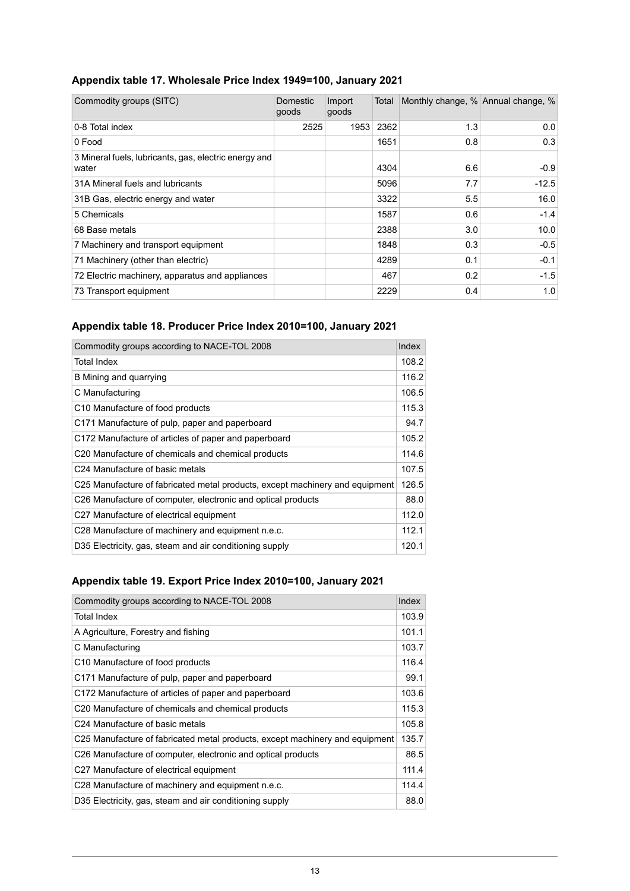### Appendix table 17. Wholesale Price Index 1949=100, January 2021

| Commodity groups (SITC) | Domestic goods | Import goods | Total | Monthly change, % | Annual change, % |
|---|---|---|---|---|---|
| 0-8 Total index | 2525 | 1953 | 2362 | 1.3 | 0.0 |
| 0 Food | | | 1651 | 0.8 | 0.3 |
| 3 Mineral fuels, lubricants, gas, electric energy and water | | | 4304 | 6.6 | -0.9 |
| 31A Mineral fuels and lubricants | | | 5096 | 7.7 | -12.5 |
| 31B Gas, electric energy and water | | | 3322 | 5.5 | 16.0 |
| 5 Chemicals | | | 1587 | 0.6 | -1.4 |
| 68 Base metals | | | 2388 | 3.0 | 10.0 |
| 7 Machinery and transport equipment | | | 1848 | 0.3 | -0.5 |
| 71 Machinery (other than electric) | | | 4289 | 0.1 | -0.1 |
| 72 Electric machinery, apparatus and appliances | | | 467 | 0.2 | -1.5 |
| 73 Transport equipment | | | 2229 | 0.4 | 1.0 |

### Appendix table 18. Producer Price Index 2010=100, January 2021

| Commodity groups according to NACE-TOL 2008 | Index |
|---|---|
| Total Index | 108.2 |
| B Mining and quarrying | 116.2 |
| C Manufacturing | 106.5 |
| C10 Manufacture of food products | 115.3 |
| C171 Manufacture of pulp, paper and paperboard | 94.7 |
| C172 Manufacture of articles of paper and paperboard | 105.2 |
| C20 Manufacture of chemicals and chemical products | 114.6 |
| C24 Manufacture of basic metals | 107.5 |
| C25 Manufacture of fabricated metal products, except machinery and equipment | 126.5 |
| C26 Manufacture of computer, electronic and optical products | 88.0 |
| C27 Manufacture of electrical equipment | 112.0 |
| C28 Manufacture of machinery and equipment n.e.c. | 112.1 |
| D35 Electricity, gas, steam and air conditioning supply | 120.1 |

### Appendix table 19. Export Price Index 2010=100, January 2021

| Commodity groups according to NACE-TOL 2008 | Index |
|---|---|
| Total Index | 103.9 |
| A Agriculture, Forestry and fishing | 101.1 |
| C Manufacturing | 103.7 |
| C10 Manufacture of food products | 116.4 |
| C171 Manufacture of pulp, paper and paperboard | 99.1 |
| C172 Manufacture of articles of paper and paperboard | 103.6 |
| C20 Manufacture of chemicals and chemical products | 115.3 |
| C24 Manufacture of basic metals | 105.8 |
| C25 Manufacture of fabricated metal products, except machinery and equipment | 135.7 |
| C26 Manufacture of computer, electronic and optical products | 86.5 |
| C27 Manufacture of electrical equipment | 111.4 |
| C28 Manufacture of machinery and equipment n.e.c. | 114.4 |
| D35 Electricity, gas, steam and air conditioning supply | 88.0 |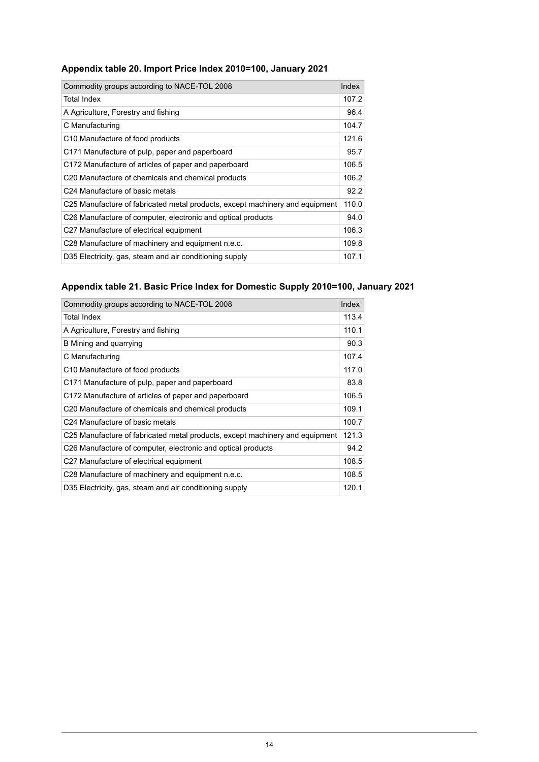### Appendix table 20. Import Price Index 2010=100, January 2021

| Commodity groups according to NACE-TOL 2008 | Index |
|---|---|
| Total Index | 107.2 |
| A Agriculture, Forestry and fishing | 96.4 |
| C Manufacturing | 104.7 |
| C10 Manufacture of food products | 121.6 |
| C171 Manufacture of pulp, paper and paperboard | 95.7 |
| C172 Manufacture of articles of paper and paperboard | 106.5 |
| C20 Manufacture of chemicals and chemical products | 106.2 |
| C24 Manufacture of basic metals | 92.2 |
| C25 Manufacture of fabricated metal products, except machinery and equipment | 110.0 |
| C26 Manufacture of computer, electronic and optical products | 94.0 |
| C27 Manufacture of electrical equipment | 106.3 |
| C28 Manufacture of machinery and equipment n.e.c. | 109.8 |
| D35 Electricity, gas, steam and air conditioning supply | 107.1 |

### Appendix table 21. Basic Price Index for Domestic Supply 2010=100, January 2021

| Commodity groups according to NACE-TOL 2008 | Index |
|---|---|
| Total Index | 113.4 |
| A Agriculture, Forestry and fishing | 110.1 |
| B Mining and quarrying | 90.3 |
| C Manufacturing | 107.4 |
| C10 Manufacture of food products | 117.0 |
| C171 Manufacture of pulp, paper and paperboard | 83.8 |
| C172 Manufacture of articles of paper and paperboard | 106.5 |
| C20 Manufacture of chemicals and chemical products | 109.1 |
| C24 Manufacture of basic metals | 100.7 |
| C25 Manufacture of fabricated metal products, except machinery and equipment | 121.3 |
| C26 Manufacture of computer, electronic and optical products | 94.2 |
| C27 Manufacture of electrical equipment | 108.5 |
| C28 Manufacture of machinery and equipment n.e.c. | 108.5 |
| D35 Electricity, gas, steam and air conditioning supply | 120.1 |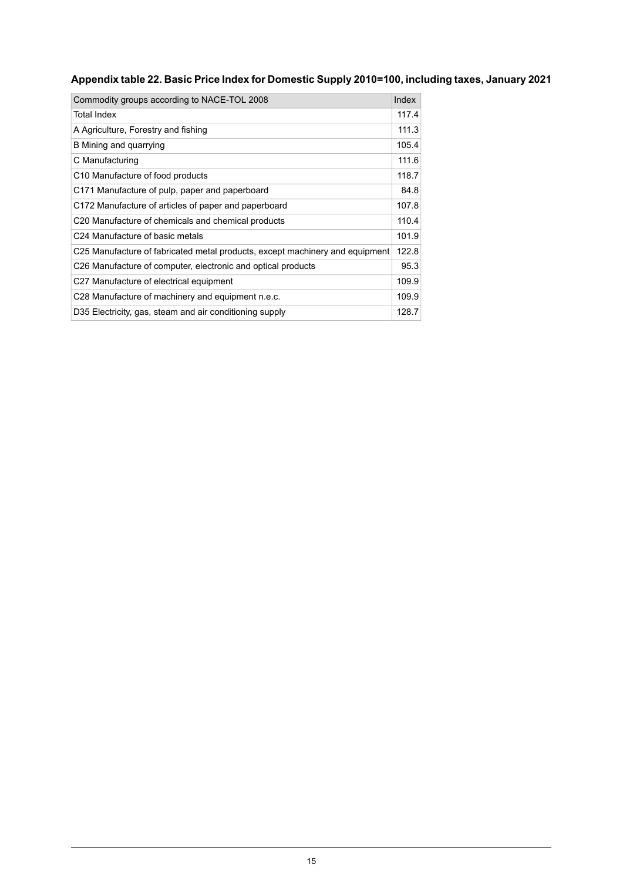### Appendix table 22. Basic Price Index for Domestic Supply 2010=100, including taxes, January 2021

| Commodity groups according to NACE-TOL 2008 | Index |
|---|---|
| Total Index | 117.4 |
| A Agriculture, Forestry and fishing | 111.3 |
| B Mining and quarrying | 105.4 |
| C Manufacturing | 111.6 |
| C10 Manufacture of food products | 118.7 |
| C171 Manufacture of pulp, paper and paperboard | 84.8 |
| C172 Manufacture of articles of paper and paperboard | 107.8 |
| C20 Manufacture of chemicals and chemical products | 110.4 |
| C24 Manufacture of basic metals | 101.9 |
| C25 Manufacture of fabricated metal products, except machinery and equipment | 122.8 |
| C26 Manufacture of computer, electronic and optical products | 95.3 |
| C27 Manufacture of electrical equipment | 109.9 |
| C28 Manufacture of machinery and equipment n.e.c. | 109.9 |
| D35 Electricity, gas, steam and air conditioning supply | 128.7 |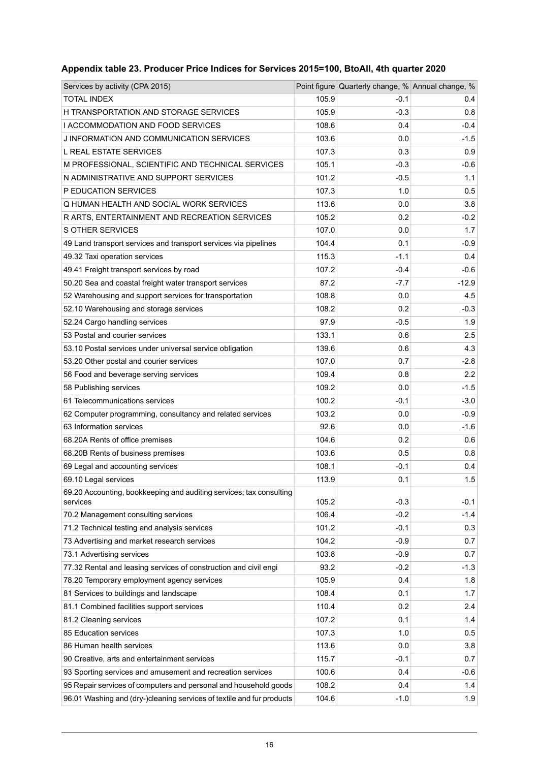## Appendix table 23. Producer Price Indices for Services 2015=100, BtoAll, 4th quarter 2020

| Services by activity (CPA 2015) | Point figure | Quarterly change, % | Annual change, % |
|---|---|---|---|
| TOTAL INDEX | 105.9 | -0.1 | 0.4 |
| H TRANSPORTATION AND STORAGE SERVICES | 105.9 | -0.3 | 0.8 |
| I ACCOMMODATION AND FOOD SERVICES | 108.6 | 0.4 | -0.4 |
| J INFORMATION AND COMMUNICATION SERVICES | 103.6 | 0.0 | -1.5 |
| L REAL ESTATE SERVICES | 107.3 | 0.3 | 0.9 |
| M PROFESSIONAL, SCIENTIFIC AND TECHNICAL SERVICES | 105.1 | -0.3 | -0.6 |
| N ADMINISTRATIVE AND SUPPORT SERVICES | 101.2 | -0.5 | 1.1 |
| P EDUCATION SERVICES | 107.3 | 1.0 | 0.5 |
| Q HUMAN HEALTH AND SOCIAL WORK SERVICES | 113.6 | 0.0 | 3.8 |
| R ARTS, ENTERTAINMENT AND RECREATION SERVICES | 105.2 | 0.2 | -0.2 |
| S OTHER SERVICES | 107.0 | 0.0 | 1.7 |
| 49 Land transport services and transport services via pipelines | 104.4 | 0.1 | -0.9 |
| 49.32 Taxi operation services | 115.3 | -1.1 | 0.4 |
| 49.41 Freight transport services by road | 107.2 | -0.4 | -0.6 |
| 50.20 Sea and coastal freight water transport services | 87.2 | -7.7 | -12.9 |
| 52 Warehousing and support services for transportation | 108.8 | 0.0 | 4.5 |
| 52.10 Warehousing and storage services | 108.2 | 0.2 | -0.3 |
| 52.24 Cargo handling services | 97.9 | -0.5 | 1.9 |
| 53 Postal and courier services | 133.1 | 0.6 | 2.5 |
| 53.10 Postal services under universal service obligation | 139.6 | 0.6 | 4.3 |
| 53.20 Other postal and courier services | 107.0 | 0.7 | -2.8 |
| 56 Food and beverage serving services | 109.4 | 0.8 | 2.2 |
| 58 Publishing services | 109.2 | 0.0 | -1.5 |
| 61 Telecommunications services | 100.2 | -0.1 | -3.0 |
| 62 Computer programming, consultancy and related services | 103.2 | 0.0 | -0.9 |
| 63 Information services | 92.6 | 0.0 | -1.6 |
| 68.20A Rents of office premises | 104.6 | 0.2 | 0.6 |
| 68.20B Rents of business premises | 103.6 | 0.5 | 0.8 |
| 69 Legal and accounting services | 108.1 | -0.1 | 0.4 |
| 69.10 Legal services | 113.9 | 0.1 | 1.5 |
| 69.20 Accounting, bookkeeping and auditing services; tax consulting services | 105.2 | -0.3 | -0.1 |
| 70.2 Management consulting services | 106.4 | -0.2 | -1.4 |
| 71.2 Technical testing and analysis services | 101.2 | -0.1 | 0.3 |
| 73 Advertising and market research services | 104.2 | -0.9 | 0.7 |
| 73.1 Advertising services | 103.8 | -0.9 | 0.7 |
| 77.32 Rental and leasing services of construction and civil engi | 93.2 | -0.2 | -1.3 |
| 78.20 Temporary employment agency services | 105.9 | 0.4 | 1.8 |
| 81 Services to buildings and landscape | 108.4 | 0.1 | 1.7 |
| 81.1 Combined facilities support services | 110.4 | 0.2 | 2.4 |
| 81.2 Cleaning services | 107.2 | 0.1 | 1.4 |
| 85 Education services | 107.3 | 1.0 | 0.5 |
| 86 Human health services | 113.6 | 0.0 | 3.8 |
| 90 Creative, arts and entertainment services | 115.7 | -0.1 | 0.7 |
| 93 Sporting services and amusement and recreation services | 100.6 | 0.4 | -0.6 |
| 95 Repair services of computers and personal and household goods | 108.2 | 0.4 | 1.4 |
| 96.01 Washing and (dry-)cleaning services of textile and fur products | 104.6 | -1.0 | 1.9 |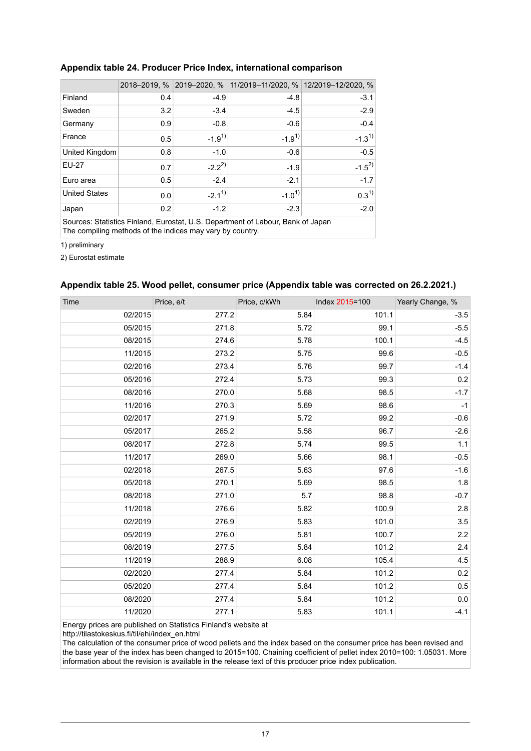**Appendix table 24. Producer Price Index, international comparison**

| | 2018–2019, % | 2019–2020, % | 11/2019–11/2020, % | 12/2019–12/2020, % |
|---|---|---|---|---|
| Finland | 0.4 | -4.9 | -4.8 | -3.1 |
| Sweden | 3.2 | -3.4 | -4.5 | -2.9 |
| Germany | 0.9 | -0.8 | -0.6 | -0.4 |
| France | 0.5 | -1.9[1)] | -1.9[1)] | -1.3[1)] |
| United Kingdom | 0.8 | -1.0 | -0.6 | -0.5 |
| EU-27 | 0.7 | -2.2[2)] | -1.9 | -1.5[2)] |
| Euro area | 0.5 | -2.4 | -2.1 | -1.7 |
| United States | 0.0 | -2.1[1)] | -1.0[1)] | 0.3[1)] |
| Japan | 0.2 | -1.2 | -2.3 | -2.0 |

Sources: Statistics Finland, Eurostat, U.S. Department of Labour, Bank of Japan
The compiling methods of the indices may vary by country.

1) preliminary

2) Eurostat estimate

**Appendix table 25. Wood pellet, consumer price (Appendix table was corrected on 26.2.2021.)**

| Time | Price, e/t | Price, c/kWh | Index 2015=100 | Yearly Change, % |
|---|---|---|---|---|
| 02/2015 | 277.2 | 5.84 | 101.1 | -3.5 |
| 05/2015 | 271.8 | 5.72 | 99.1 | -5.5 |
| 08/2015 | 274.6 | 5.78 | 100.1 | -4.5 |
| 11/2015 | 273.2 | 5.75 | 99.6 | -0.5 |
| 02/2016 | 273.4 | 5.76 | 99.7 | -1.4 |
| 05/2016 | 272.4 | 5.73 | 99.3 | 0.2 |
| 08/2016 | 270.0 | 5.68 | 98.5 | -1.7 |
| 11/2016 | 270.3 | 5.69 | 98.6 | -1 |
| 02/2017 | 271.9 | 5.72 | 99.2 | -0.6 |
| 05/2017 | 265.2 | 5.58 | 96.7 | -2.6 |
| 08/2017 | 272.8 | 5.74 | 99.5 | 1.1 |
| 11/2017 | 269.0 | 5.66 | 98.1 | -0.5 |
| 02/2018 | 267.5 | 5.63 | 97.6 | -1.6 |
| 05/2018 | 270.1 | 5.69 | 98.5 | 1.8 |
| 08/2018 | 271.0 | 5.7 | 98.8 | -0.7 |
| 11/2018 | 276.6 | 5.82 | 100.9 | 2.8 |
| 02/2019 | 276.9 | 5.83 | 101.0 | 3.5 |
| 05/2019 | 276.0 | 5.81 | 100.7 | 2.2 |
| 08/2019 | 277.5 | 5.84 | 101.2 | 2.4 |
| 11/2019 | 288.9 | 6.08 | 105.4 | 4.5 |
| 02/2020 | 277.4 | 5.84 | 101.2 | 0.2 |
| 05/2020 | 277.4 | 5.84 | 101.2 | 0.5 |
| 08/2020 | 277.4 | 5.84 | 101.2 | 0.0 |
| 11/2020 | 277.1 | 5.83 | 101.1 | -4.1 |

Energy prices are published on Statistics Finland's website at
http://tilastokeskus.fi/til/ehi/index_en.html
The calculation of the consumer price of wood pellets and the index based on the consumer price has been revised and the base year of the index has been changed to 2015=100. Chaining coefficient of pellet index 2010=100: 1.05031. More information about the revision is available in the release text of this producer price index publication.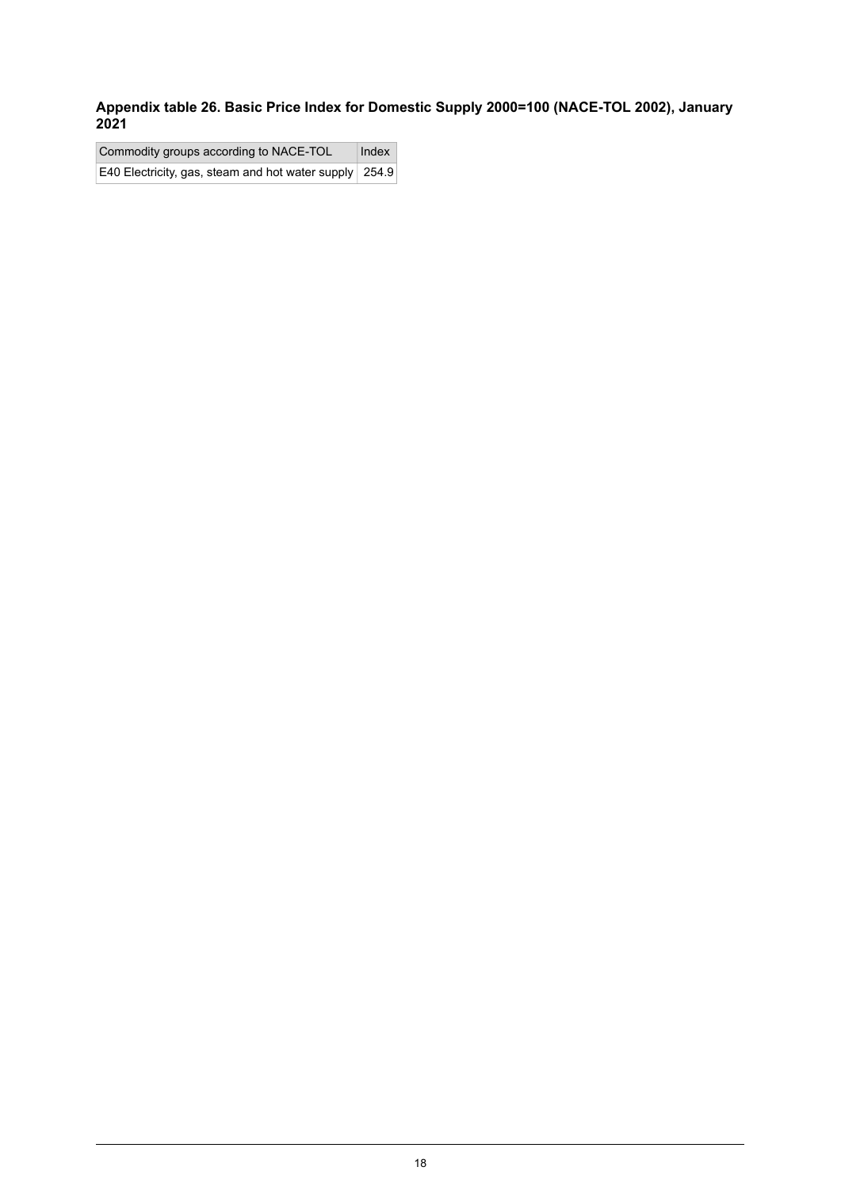### Appendix table 26. Basic Price Index for Domestic Supply 2000=100 (NACE-TOL 2002), January 2021

| Commodity groups according to NACE-TOL | Index |
|---|---|
| E40 Electricity, gas, steam and hot water supply | 254.9 |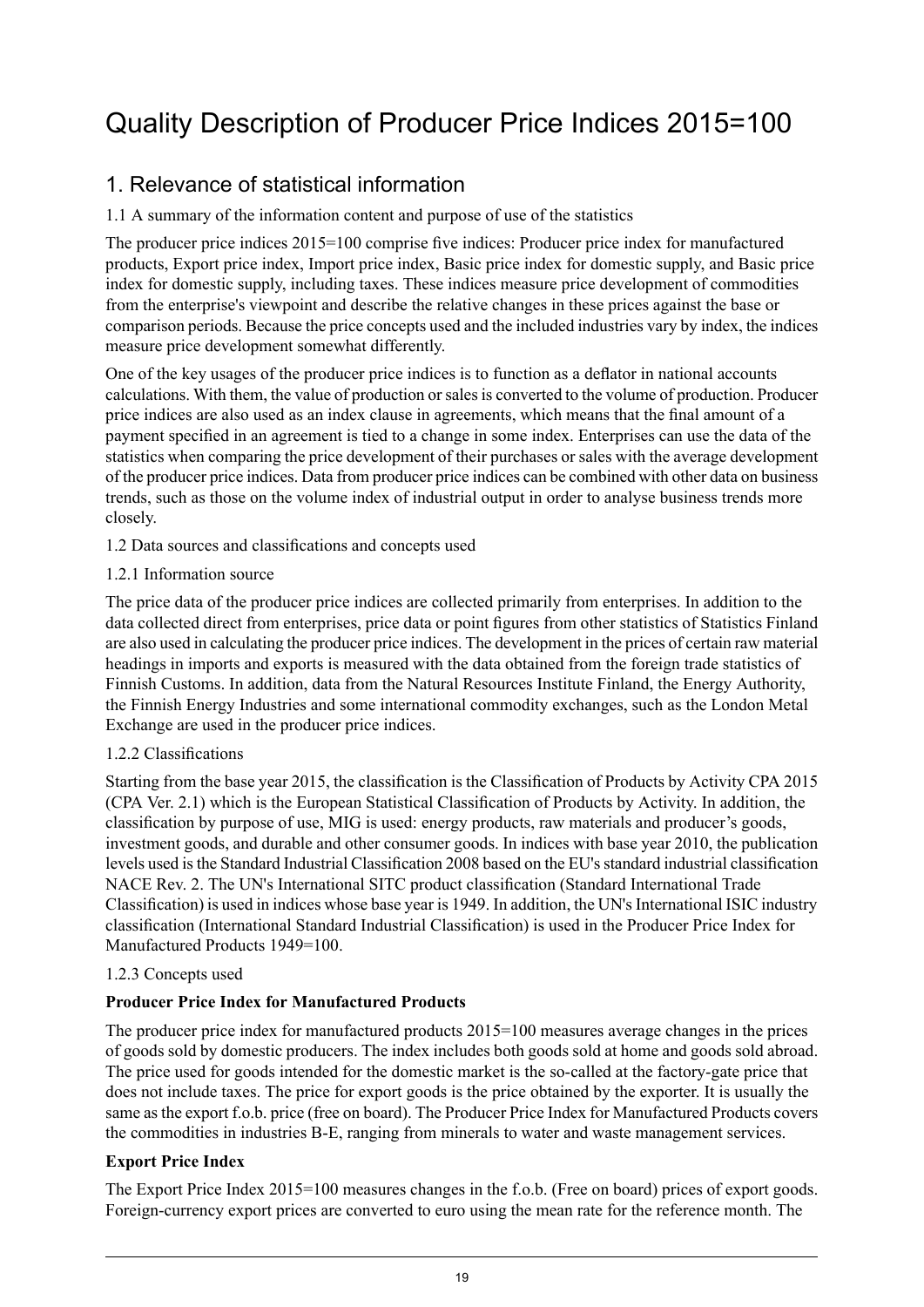# Quality Description of Producer Price Indices 2015=100

## 1. Relevance of statistical information

1.1 A summary of the information content and purpose of use of the statistics

The producer price indices 2015=100 comprise five indices: Producer price index for manufactured products, Export price index, Import price index, Basic price index for domestic supply, and Basic price index for domestic supply, including taxes. These indices measure price development of commodities from the enterprise's viewpoint and describe the relative changes in these prices against the base or comparison periods. Because the price concepts used and the included industries vary by index, the indices measure price development somewhat differently.

One of the key usages of the producer price indices is to function as a deflator in national accounts calculations. With them, the value of production or sales is converted to the volume of production. Producer price indices are also used as an index clause in agreements, which means that the final amount of a payment specified in an agreement is tied to a change in some index. Enterprises can use the data of the statistics when comparing the price development of their purchases or sales with the average development of the producer price indices. Data from producer price indices can be combined with other data on business trends, such as those on the volume index of industrial output in order to analyse business trends more closely.

1.2 Data sources and classifications and concepts used

1.2.1 Information source

The price data of the producer price indices are collected primarily from enterprises. In addition to the data collected direct from enterprises, price data or point figures from other statistics of Statistics Finland are also used in calculating the producer price indices. The development in the prices of certain raw material headings in imports and exports is measured with the data obtained from the foreign trade statistics of Finnish Customs. In addition, data from the Natural Resources Institute Finland, the Energy Authority, the Finnish Energy Industries and some international commodity exchanges, such as the London Metal Exchange are used in the producer price indices.

1.2.2 Classifications

Starting from the base year 2015, the classification is the Classification of Products by Activity CPA 2015 (CPA Ver. 2.1) which is the European Statistical Classification of Products by Activity. In addition, the classification by purpose of use, MIG is used: energy products, raw materials and producer's goods, investment goods, and durable and other consumer goods. In indices with base year 2010, the publication levels used is the Standard Industrial Classification 2008 based on the EU's standard industrial classification NACE Rev. 2. The UN's International SITC product classification (Standard International Trade Classification) is used in indices whose base year is 1949. In addition, the UN's International ISIC industry classification (International Standard Industrial Classification) is used in the Producer Price Index for Manufactured Products 1949=100.

1.2.3 Concepts used

**Producer Price Index for Manufactured Products**

The producer price index for manufactured products 2015=100 measures average changes in the prices of goods sold by domestic producers. The index includes both goods sold at home and goods sold abroad. The price used for goods intended for the domestic market is the so-called at the factory-gate price that does not include taxes. The price for export goods is the price obtained by the exporter. It is usually the same as the export f.o.b. price (free on board). The Producer Price Index for Manufactured Products covers the commodities in industries B-E, ranging from minerals to water and waste management services.

**Export Price Index**

The Export Price Index 2015=100 measures changes in the f.o.b. (Free on board) prices of export goods. Foreign-currency export prices are converted to euro using the mean rate for the reference month. The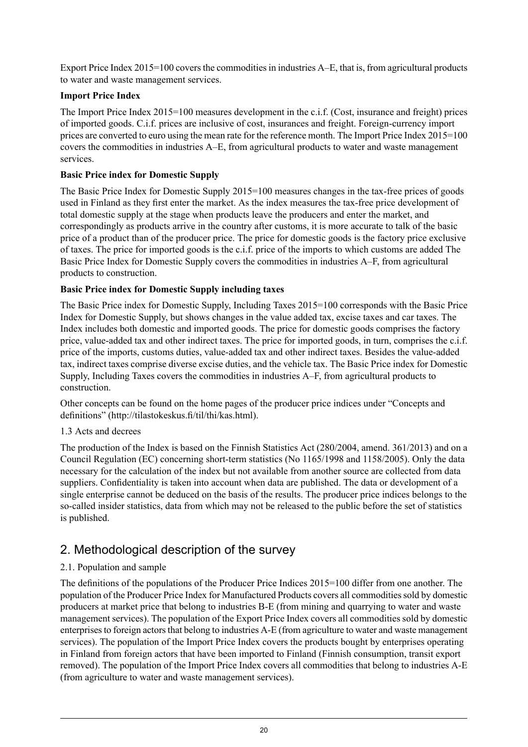Export Price Index 2015=100 covers the commodities in industries A–E, that is, from agricultural products to water and waste management services.

**Import Price Index**

The Import Price Index 2015=100 measures development in the c.i.f. (Cost, insurance and freight) prices of imported goods. C.i.f. prices are inclusive of cost, insurances and freight. Foreign-currency import prices are converted to euro using the mean rate for the reference month. The Import Price Index 2015=100 covers the commodities in industries A–E, from agricultural products to water and waste management services.

**Basic Price index for Domestic Supply**

The Basic Price Index for Domestic Supply 2015=100 measures changes in the tax-free prices of goods used in Finland as they first enter the market. As the index measures the tax-free price development of total domestic supply at the stage when products leave the producers and enter the market, and correspondingly as products arrive in the country after customs, it is more accurate to talk of the basic price of a product than of the producer price. The price for domestic goods is the factory price exclusive of taxes. The price for imported goods is the c.i.f. price of the imports to which customs are added The Basic Price Index for Domestic Supply covers the commodities in industries A–F, from agricultural products to construction.

**Basic Price index for Domestic Supply including taxes**

The Basic Price index for Domestic Supply, Including Taxes 2015=100 corresponds with the Basic Price Index for Domestic Supply, but shows changes in the value added tax, excise taxes and car taxes. The Index includes both domestic and imported goods. The price for domestic goods comprises the factory price, value-added tax and other indirect taxes. The price for imported goods, in turn, comprises the c.i.f. price of the imports, customs duties, value-added tax and other indirect taxes. Besides the value-added tax, indirect taxes comprise diverse excise duties, and the vehicle tax. The Basic Price index for Domestic Supply, Including Taxes covers the commodities in industries A–F, from agricultural products to construction.

Other concepts can be found on the home pages of the producer price indices under "Concepts and definitions" (http://tilastokeskus.fi/til/thi/kas.html).

1.3 Acts and decrees

The production of the Index is based on the Finnish Statistics Act (280/2004, amend. 361/2013) and on a Council Regulation (EC) concerning short-term statistics (No 1165/1998 and 1158/2005). Only the data necessary for the calculation of the index but not available from another source are collected from data suppliers. Confidentiality is taken into account when data are published. The data or development of a single enterprise cannot be deduced on the basis of the results. The producer price indices belongs to the so-called insider statistics, data from which may not be released to the public before the set of statistics is published.

## 2. Methodological description of the survey

2.1. Population and sample

The definitions of the populations of the Producer Price Indices 2015=100 differ from one another. The population of the Producer Price Index for Manufactured Products covers all commodities sold by domestic producers at market price that belong to industries B-E (from mining and quarrying to water and waste management services). The population of the Export Price Index covers all commodities sold by domestic enterprises to foreign actors that belong to industries A-E (from agriculture to water and waste management services). The population of the Import Price Index covers the products bought by enterprises operating in Finland from foreign actors that have been imported to Finland (Finnish consumption, transit export removed). The population of the Import Price Index covers all commodities that belong to industries A-E (from agriculture to water and waste management services).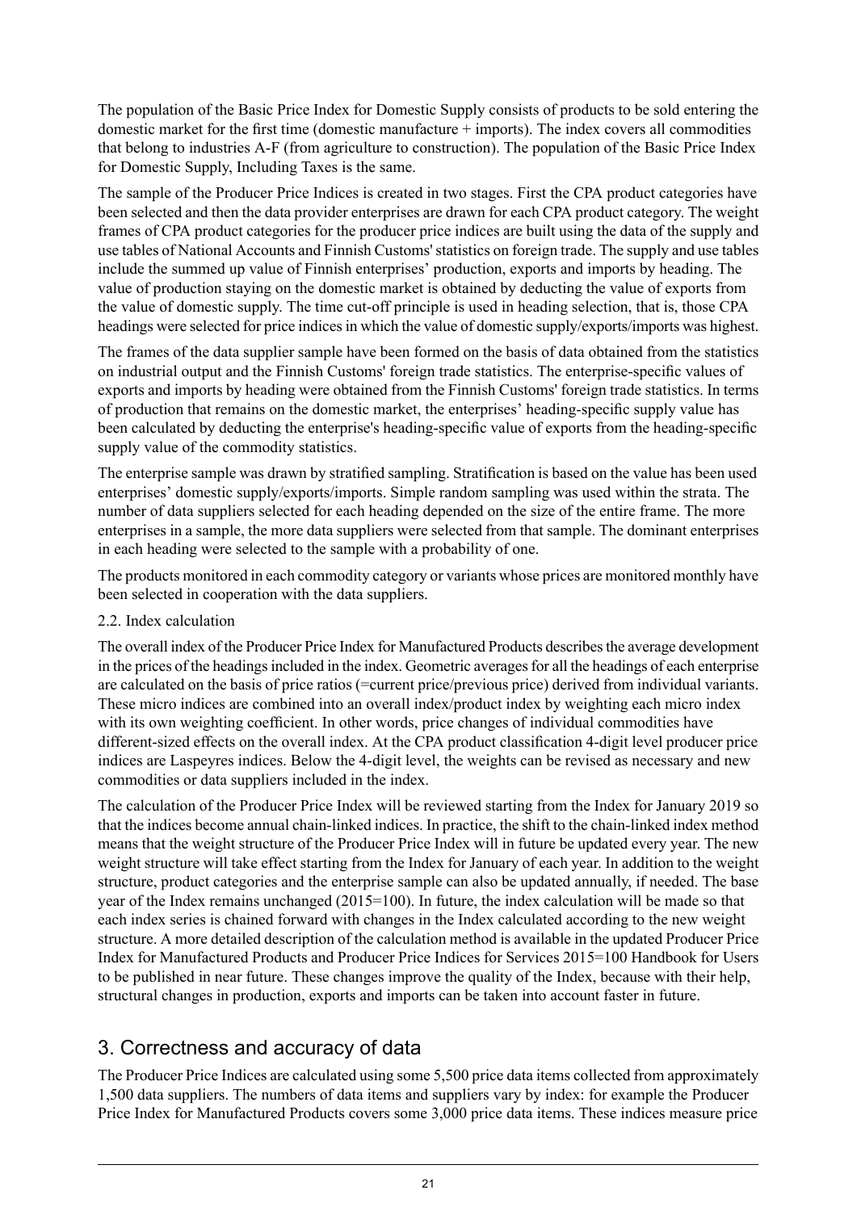The population of the Basic Price Index for Domestic Supply consists of products to be sold entering the domestic market for the first time (domestic manufacture + imports). The index covers all commodities that belong to industries A-F (from agriculture to construction). The population of the Basic Price Index for Domestic Supply, Including Taxes is the same.

The sample of the Producer Price Indices is created in two stages. First the CPA product categories have been selected and then the data provider enterprises are drawn for each CPA product category. The weight frames of CPA product categories for the producer price indices are built using the data of the supply and use tables of National Accounts and Finnish Customs' statistics on foreign trade. The supply and use tables include the summed up value of Finnish enterprises' production, exports and imports by heading. The value of production staying on the domestic market is obtained by deducting the value of exports from the value of domestic supply. The time cut-off principle is used in heading selection, that is, those CPA headings were selected for price indices in which the value of domestic supply/exports/imports was highest.

The frames of the data supplier sample have been formed on the basis of data obtained from the statistics on industrial output and the Finnish Customs' foreign trade statistics. The enterprise-specific values of exports and imports by heading were obtained from the Finnish Customs' foreign trade statistics. In terms of production that remains on the domestic market, the enterprises' heading-specific supply value has been calculated by deducting the enterprise's heading-specific value of exports from the heading-specific supply value of the commodity statistics.

The enterprise sample was drawn by stratified sampling. Stratification is based on the value has been used enterprises' domestic supply/exports/imports. Simple random sampling was used within the strata. The number of data suppliers selected for each heading depended on the size of the entire frame. The more enterprises in a sample, the more data suppliers were selected from that sample. The dominant enterprises in each heading were selected to the sample with a probability of one.

The products monitored in each commodity category or variants whose prices are monitored monthly have been selected in cooperation with the data suppliers.

2.2. Index calculation

The overall index of the Producer Price Index for Manufactured Products describes the average development in the prices of the headings included in the index. Geometric averages for all the headings of each enterprise are calculated on the basis of price ratios (=current price/previous price) derived from individual variants. These micro indices are combined into an overall index/product index by weighting each micro index with its own weighting coefficient. In other words, price changes of individual commodities have different-sized effects on the overall index. At the CPA product classification 4-digit level producer price indices are Laspeyres indices. Below the 4-digit level, the weights can be revised as necessary and new commodities or data suppliers included in the index.

The calculation of the Producer Price Index will be reviewed starting from the Index for January 2019 so that the indices become annual chain-linked indices. In practice, the shift to the chain-linked index method means that the weight structure of the Producer Price Index will in future be updated every year. The new weight structure will take effect starting from the Index for January of each year. In addition to the weight structure, product categories and the enterprise sample can also be updated annually, if needed. The base year of the Index remains unchanged (2015=100). In future, the index calculation will be made so that each index series is chained forward with changes in the Index calculated according to the new weight structure. A more detailed description of the calculation method is available in the updated Producer Price Index for Manufactured Products and Producer Price Indices for Services 2015=100 Handbook for Users to be published in near future. These changes improve the quality of the Index, because with their help, structural changes in production, exports and imports can be taken into account faster in future.

## 3. Correctness and accuracy of data

The Producer Price Indices are calculated using some 5,500 price data items collected from approximately 1,500 data suppliers. The numbers of data items and suppliers vary by index: for example the Producer Price Index for Manufactured Products covers some 3,000 price data items. These indices measure price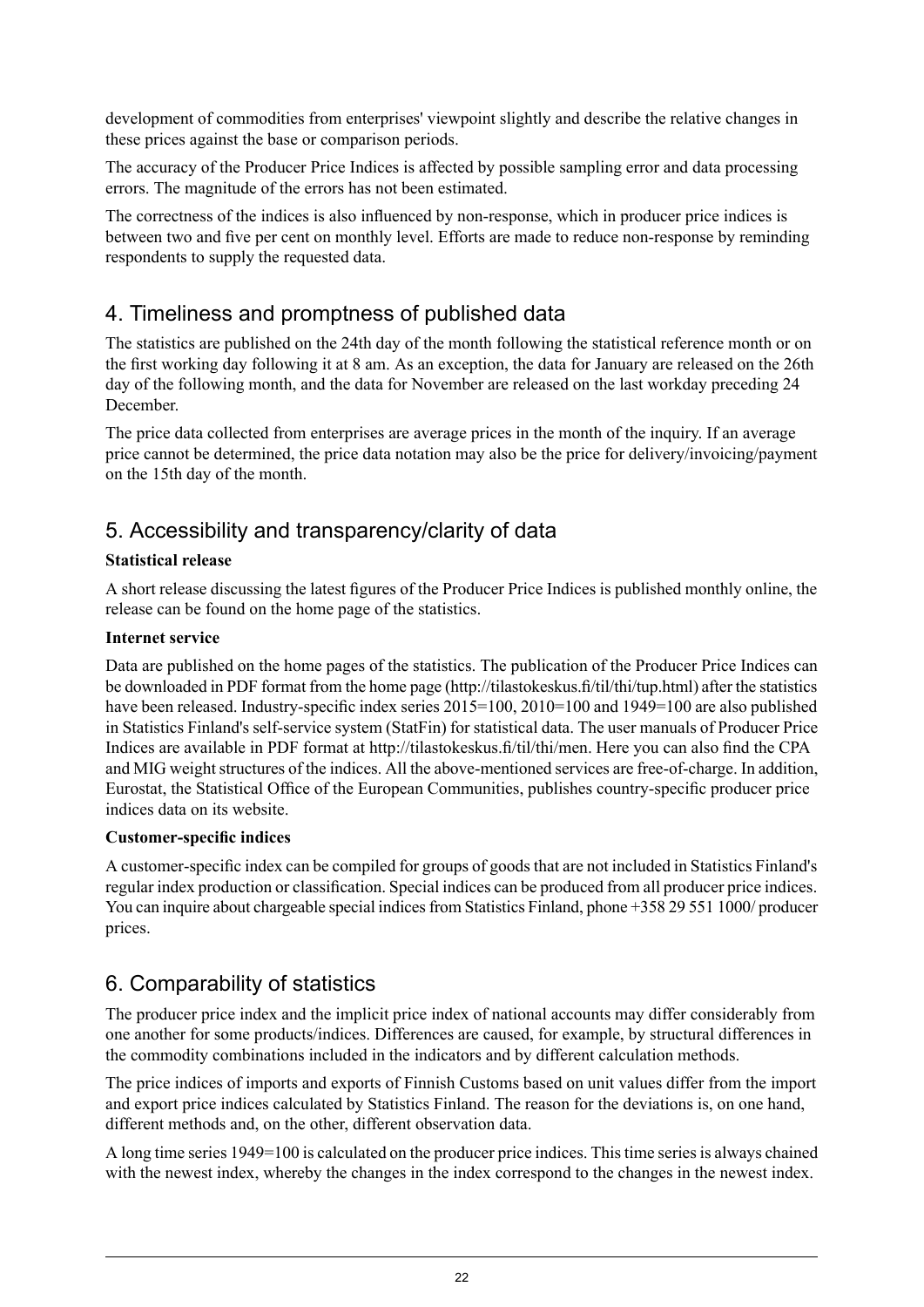development of commodities from enterprises' viewpoint slightly and describe the relative changes in these prices against the base or comparison periods.

The accuracy of the Producer Price Indices is affected by possible sampling error and data processing errors. The magnitude of the errors has not been estimated.

The correctness of the indices is also influenced by non-response, which in producer price indices is between two and five per cent on monthly level. Efforts are made to reduce non-response by reminding respondents to supply the requested data.

## 4. Timeliness and promptness of published data

The statistics are published on the 24th day of the month following the statistical reference month or on the first working day following it at 8 am. As an exception, the data for January are released on the 26th day of the following month, and the data for November are released on the last workday preceding 24 December.

The price data collected from enterprises are average prices in the month of the inquiry. If an average price cannot be determined, the price data notation may also be the price for delivery/invoicing/payment on the 15th day of the month.

## 5. Accessibility and transparency/clarity of data

**Statistical release**

A short release discussing the latest figures of the Producer Price Indices is published monthly online, the release can be found on the home page of the statistics.

**Internet service**

Data are published on the home pages of the statistics. The publication of the Producer Price Indices can be downloaded in PDF format from the home page (http://tilastokeskus.fi/til/thi/tup.html) after the statistics have been released. Industry-specific index series 2015=100, 2010=100 and 1949=100 are also published in Statistics Finland's self-service system (StatFin) for statistical data. The user manuals of Producer Price Indices are available in PDF format at http://tilastokeskus.fi/til/thi/men. Here you can also find the CPA and MIG weight structures of the indices. All the above-mentioned services are free-of-charge. In addition, Eurostat, the Statistical Office of the European Communities, publishes country-specific producer price indices data on its website.

**Customer-specific indices**

A customer-specific index can be compiled for groups of goods that are not included in Statistics Finland's regular index production or classification. Special indices can be produced from all producer price indices. You can inquire about chargeable special indices from Statistics Finland, phone +358 29 551 1000/ producer prices.

## 6. Comparability of statistics

The producer price index and the implicit price index of national accounts may differ considerably from one another for some products/indices. Differences are caused, for example, by structural differences in the commodity combinations included in the indicators and by different calculation methods.

The price indices of imports and exports of Finnish Customs based on unit values differ from the import and export price indices calculated by Statistics Finland. The reason for the deviations is, on one hand, different methods and, on the other, different observation data.

A long time series 1949=100 is calculated on the producer price indices. This time series is always chained with the newest index, whereby the changes in the index correspond to the changes in the newest index.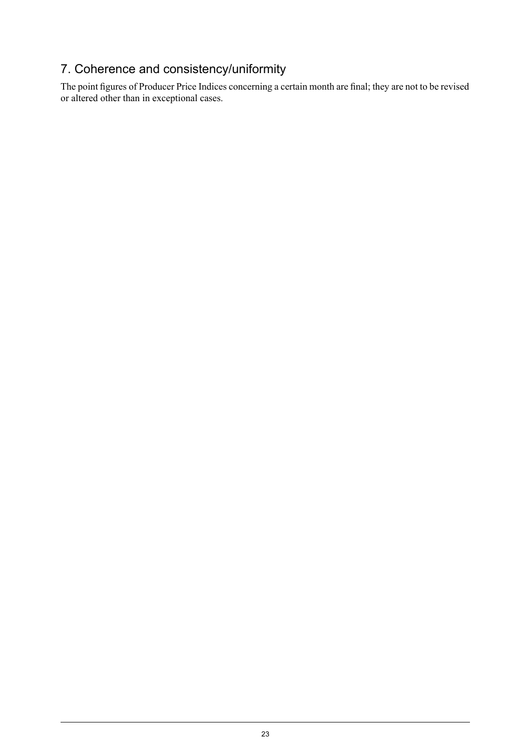## 7. Coherence and consistency/uniformity

The point figures of Producer Price Indices concerning a certain month are final; they are not to be revised or altered other than in exceptional cases.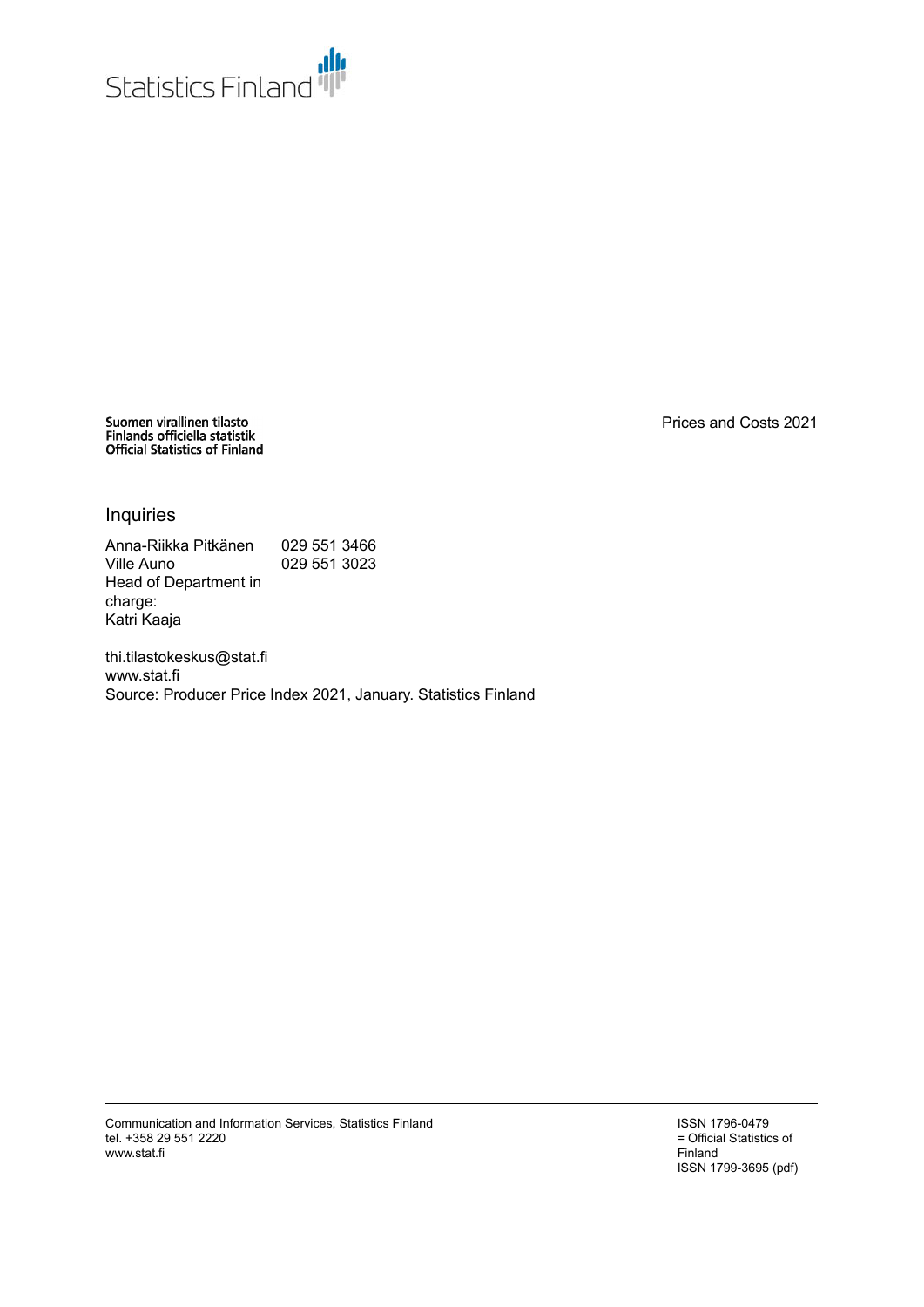Statistics Finland

Suomen virallinen tilasto
Finlands officiella statistik
Official Statistics of Finland

Prices and Costs 2021

## Inquiries

| | |
|---|---|
| Anna-Riikka Pitkänen | 029 551 3466 |
| Ville Auno | 029 551 3023 |
| Head of Department in charge: Katri Kaaja | |

thi.tilastokeskus@stat.fi
www.stat.fi
Source: Producer Price Index 2021, January. Statistics Finland

Communication and Information Services, Statistics Finland
tel. +358 29 551 2220
www.stat.fi

ISSN 1796-0479
= Official Statistics of Finland
ISSN 1799-3695 (pdf)